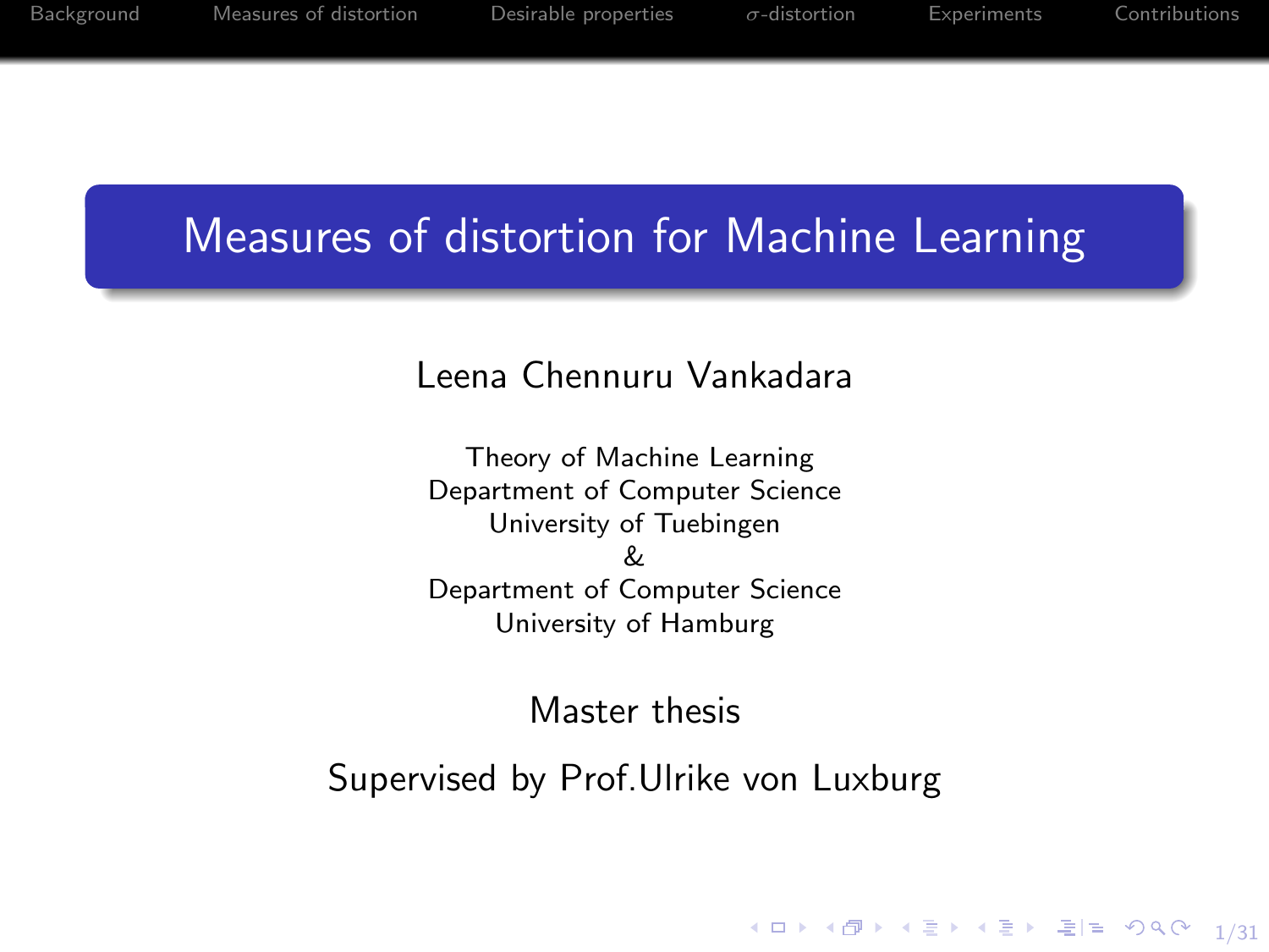# Measures of distortion for Machine Learning

Leena Chennuru Vankadara

Theory of Machine Learning
Department of Computer Science
University of Tuebingen
&
Department of Computer Science
University of Hamburg

Master thesis

Supervised by Prof.Ulrike von Luxburg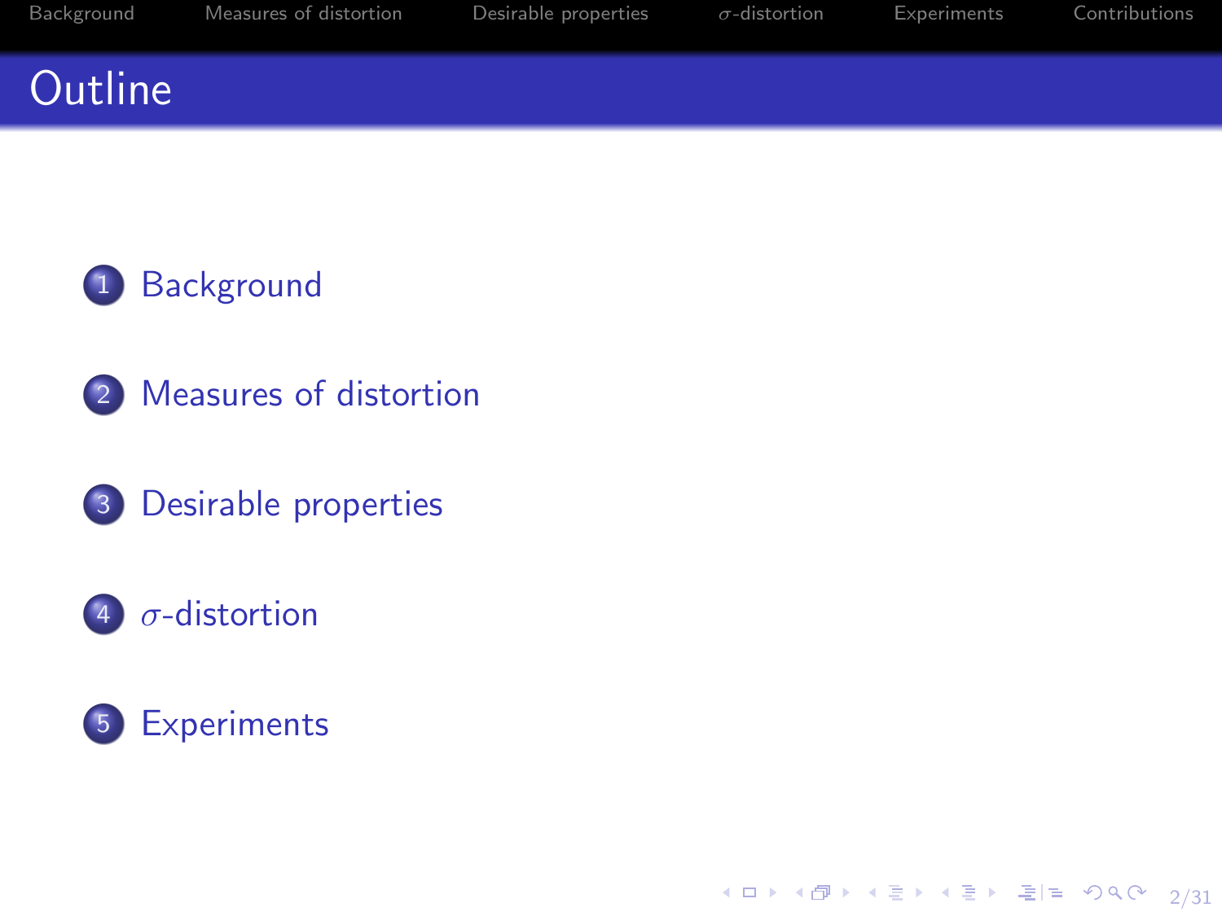# Outline

1. Background
2. Measures of distortion
3. Desirable properties
4. $\sigma$-distortion
5. Experiments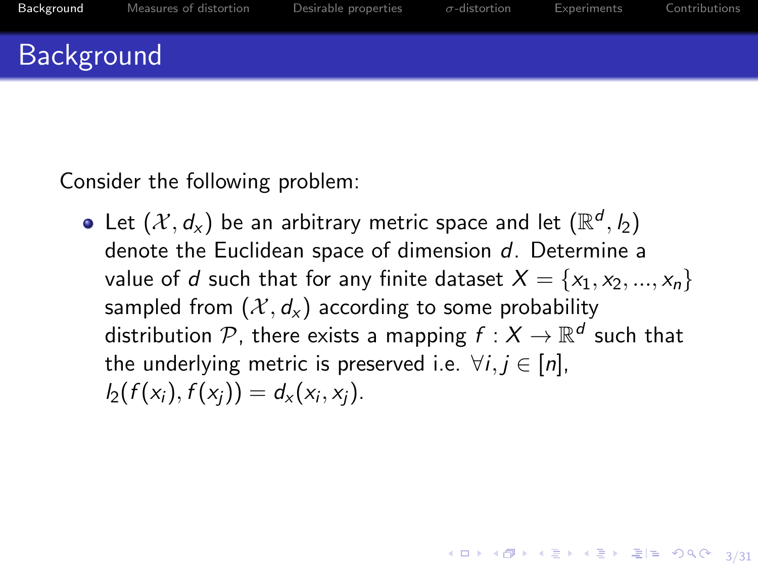# Background

Consider the following problem:

- Let $(\mathcal{X}, d_x)$ be an arbitrary metric space and let $(\mathbb{R}^d, l_2)$ denote the Euclidean space of dimension $d$. Determine a value of $d$ such that for any finite dataset $X = \{x_1, x_2, ..., x_n\}$ sampled from $(\mathcal{X}, d_x)$ according to some probability distribution $\mathcal{P}$, there exists a mapping $f : X \to \mathbb{R}^d$ such that the underlying metric is preserved i.e. $\forall i, j \in [n]$, $l_2(f(x_i), f(x_j)) = d_x(x_i, x_j)$.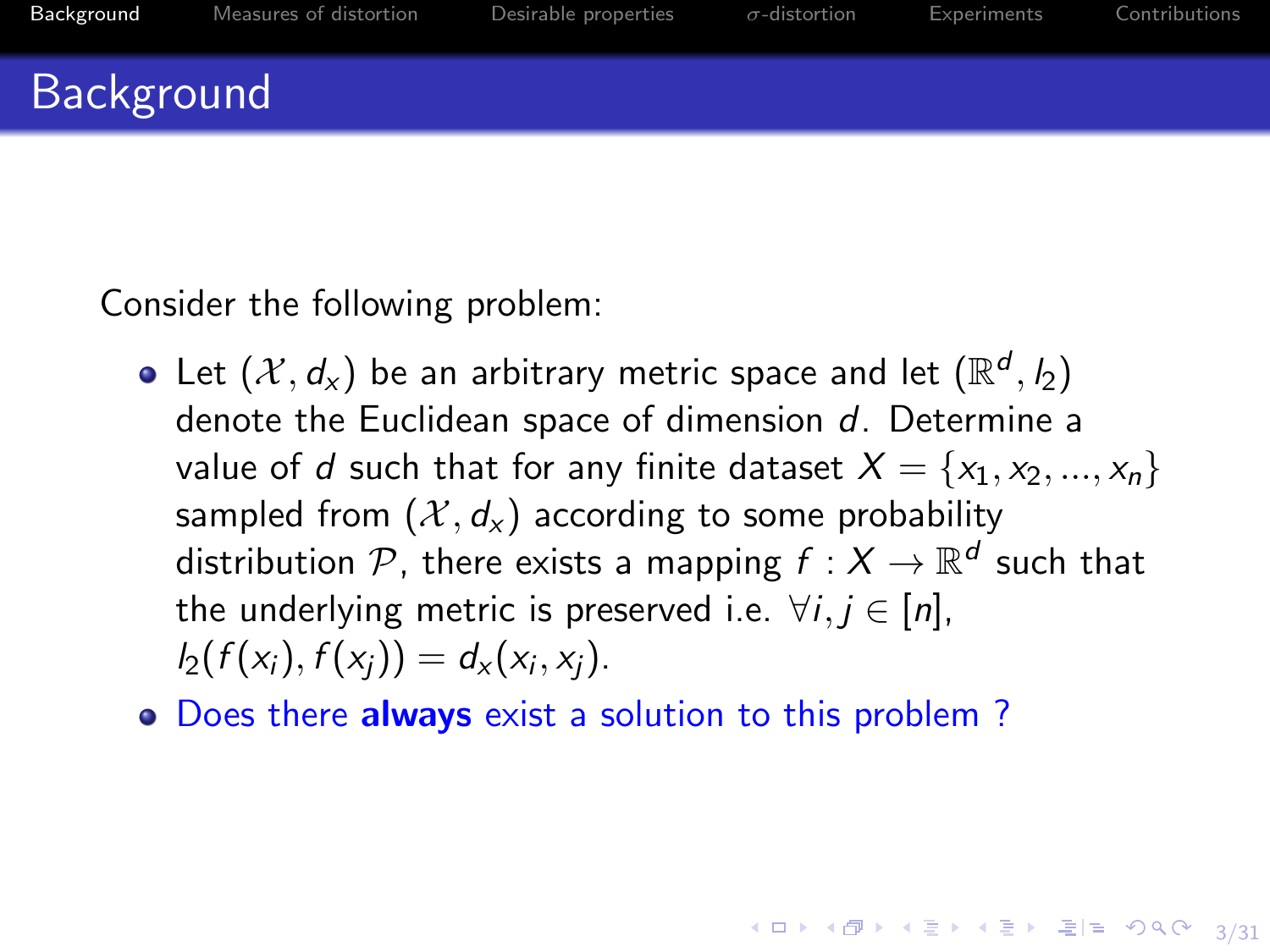# Background

Consider the following problem:

- Let $(\mathcal{X}, d_x)$ be an arbitrary metric space and let $(\mathbb{R}^d, l_2)$ denote the Euclidean space of dimension $d$. Determine a value of $d$ such that for any finite dataset $X = \{x_1, x_2, ..., x_n\}$ sampled from $(\mathcal{X}, d_x)$ according to some probability distribution $\mathcal{P}$, there exists a mapping $f : X \rightarrow \mathbb{R}^d$ such that the underlying metric is preserved i.e. $\forall i, j \in [n]$, $l_2(f(x_i), f(x_j)) = d_x(x_i, x_j)$.
- Does there **always** exist a solution to this problem ?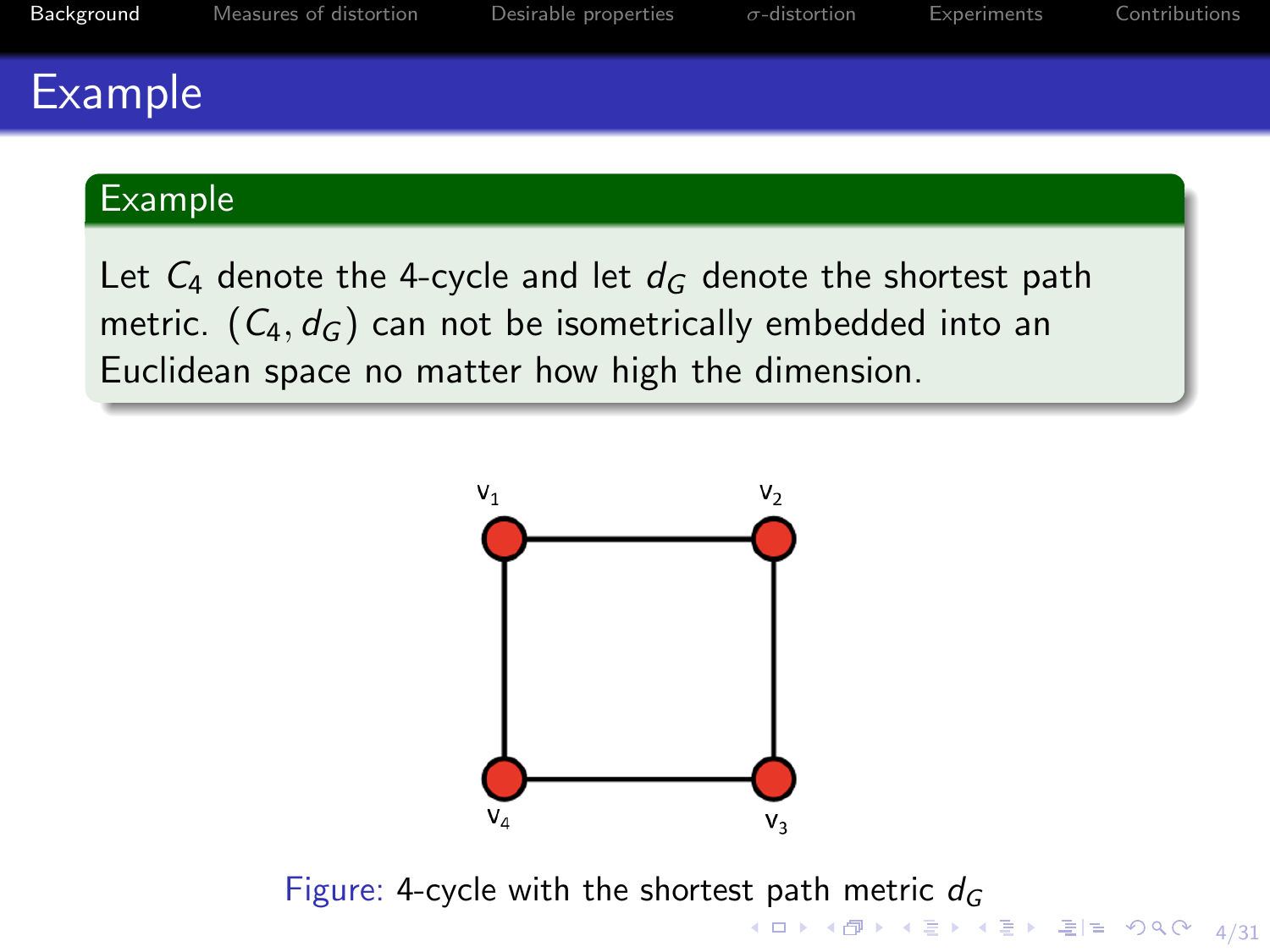# Example

## Example

Let $C_4$ denote the 4-cycle and let $d_G$ denote the shortest path metric. $(C_4, d_G)$ can not be isometrically embedded into an Euclidean space no matter how high the dimension.

Figure: 4-cycle with the shortest path metric $d_G$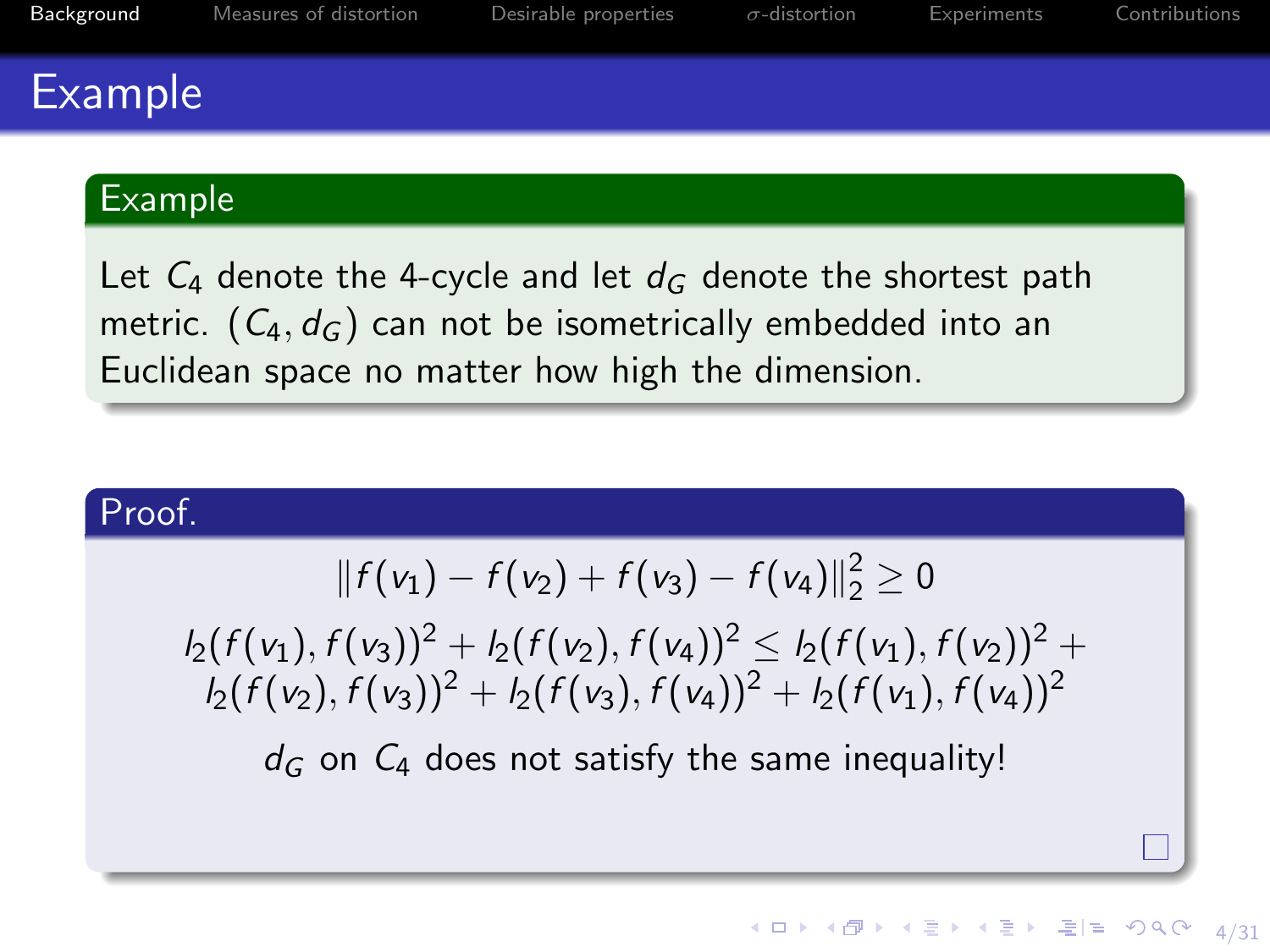# Example

## Example

Let $C_4$ denote the 4-cycle and let $d_G$ denote the shortest path metric. $(C_4, d_G)$ can not be isometrically embedded into an Euclidean space no matter how high the dimension.

## Proof.

$$\|f(v_1) - f(v_2) + f(v_3) - f(v_4)\|_2^2 \geq 0$$

$$l_2(f(v_1), f(v_3))^2 + l_2(f(v_2), f(v_4))^2 \leq l_2(f(v_1), f(v_2))^2 + l_2(f(v_2), f(v_3))^2 + l_2(f(v_3), f(v_4))^2 + l_2(f(v_1), f(v_4))^2$$

$d_G$ on $C_4$ does not satisfy the same inequality!

□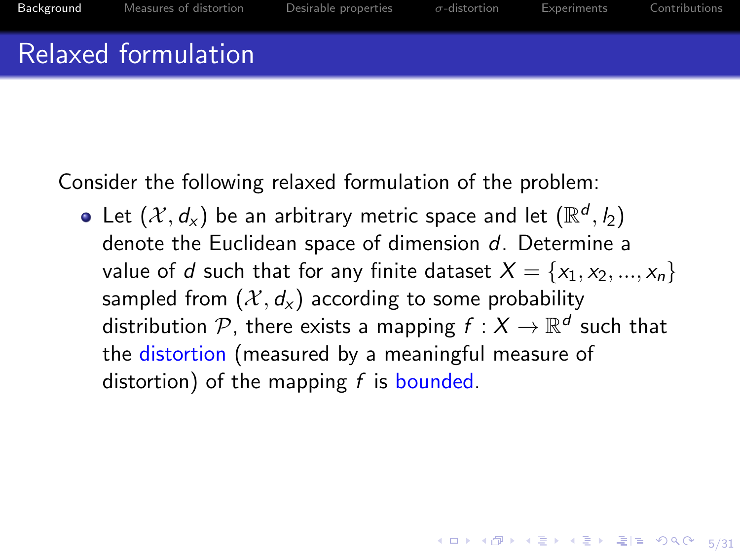# Relaxed formulation

Consider the following relaxed formulation of the problem:

- Let $(\mathcal{X}, d_x)$ be an arbitrary metric space and let $(\mathbb{R}^d, l_2)$ denote the Euclidean space of dimension $d$. Determine a value of $d$ such that for any finite dataset $X = \{x_1, x_2, ..., x_n\}$ sampled from $(\mathcal{X}, d_x)$ according to some probability distribution $\mathcal{P}$, there exists a mapping $f : X \rightarrow \mathbb{R}^d$ such that the distortion (measured by a meaningful measure of distortion) of the mapping $f$ is bounded.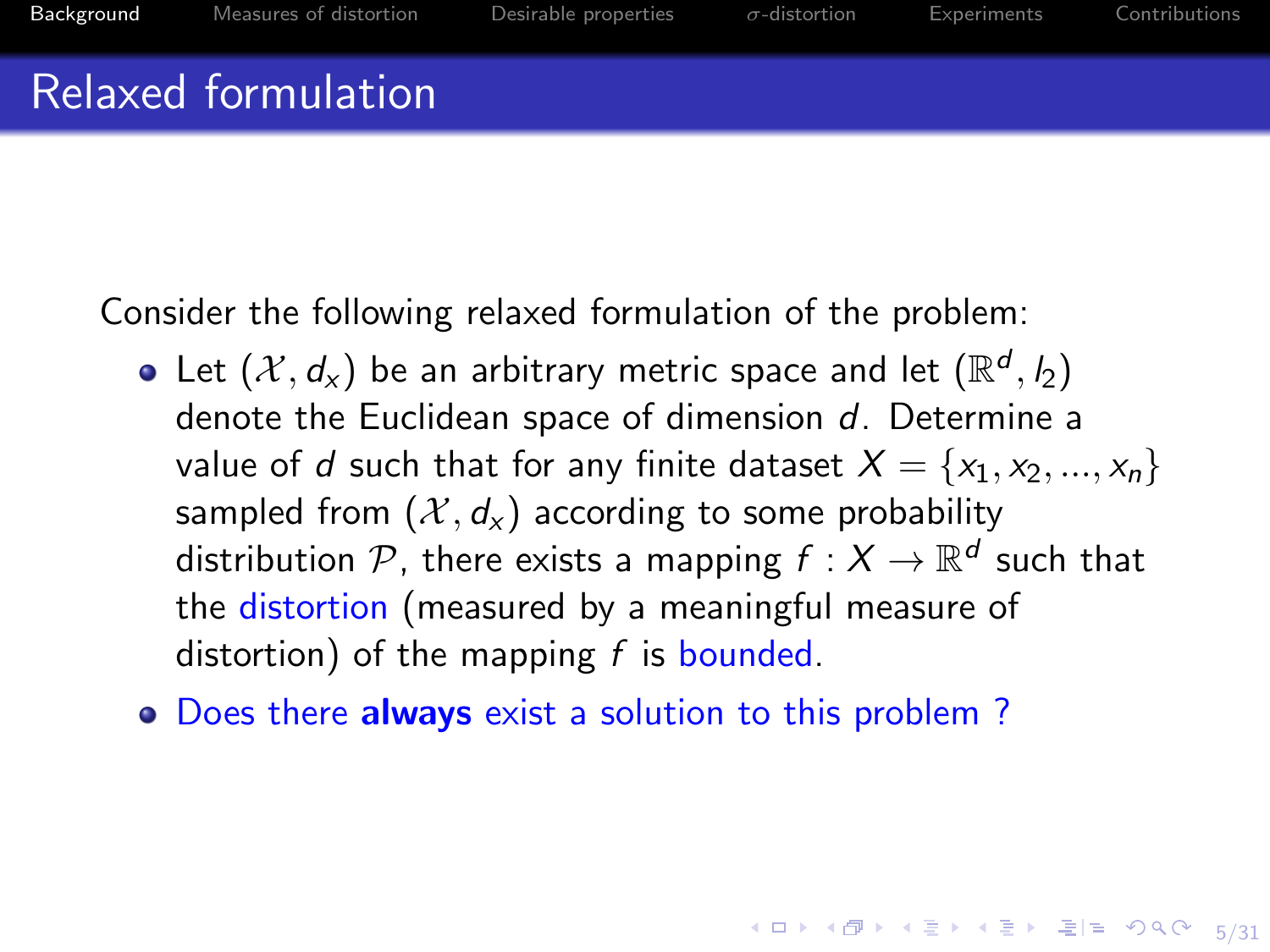# Relaxed formulation

Consider the following relaxed formulation of the problem:

- Let $(\mathcal{X}, d_x)$ be an arbitrary metric space and let $(\mathbb{R}^d, l_2)$ denote the Euclidean space of dimension $d$. Determine a value of $d$ such that for any finite dataset $X = \{x_1, x_2, ..., x_n\}$ sampled from $(\mathcal{X}, d_x)$ according to some probability distribution $\mathcal{P}$, there exists a mapping $f : X \to \mathbb{R}^d$ such that the distortion (measured by a meaningful measure of distortion) of the mapping $f$ is bounded.
- Does there **always** exist a solution to this problem ?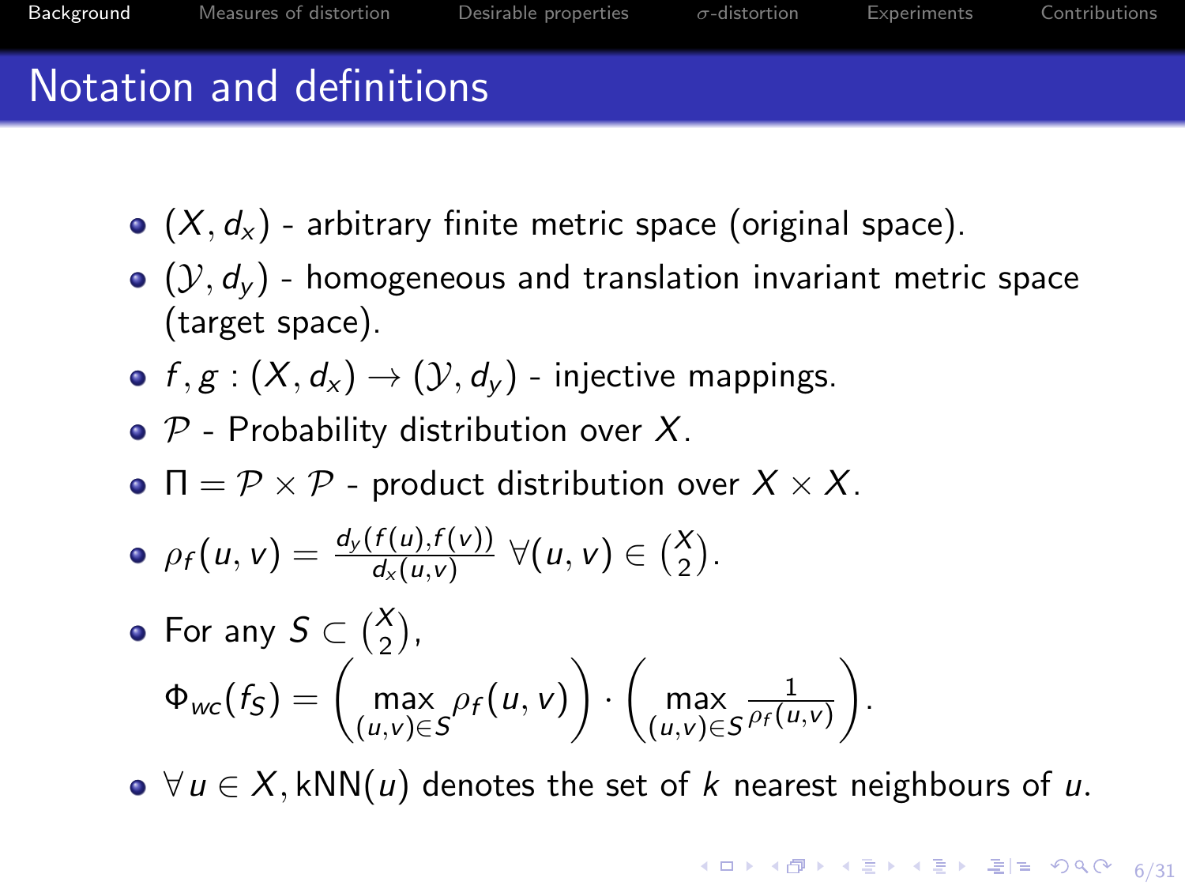# Notation and definitions

- $(X, d_x)$ - arbitrary finite metric space (original space).
- $(\mathcal{Y}, d_y)$ - homogeneous and translation invariant metric space (target space).
- $f, g : (X, d_x) \to (\mathcal{Y}, d_y)$ - injective mappings.
- $\mathcal{P}$ - Probability distribution over $X$.
- $\Pi = \mathcal{P} \times \mathcal{P}$ - product distribution over $X \times X$.
- $\rho_f(u, v) = \frac{d_y(f(u), f(v))}{d_x(u,v)} \; \forall (u, v) \in \binom{X}{2}$.
- For any $S \subset \binom{X}{2}$,
  $$\Phi_{wc}(f_S) = \left( \max_{(u,v) \in S} \rho_f(u, v) \right) \cdot \left( \max_{(u,v) \in S} \frac{1}{\rho_f(u,v)} \right).$$
- $\forall u \in X$, kNN$(u)$ denotes the set of $k$ nearest neighbours of $u$.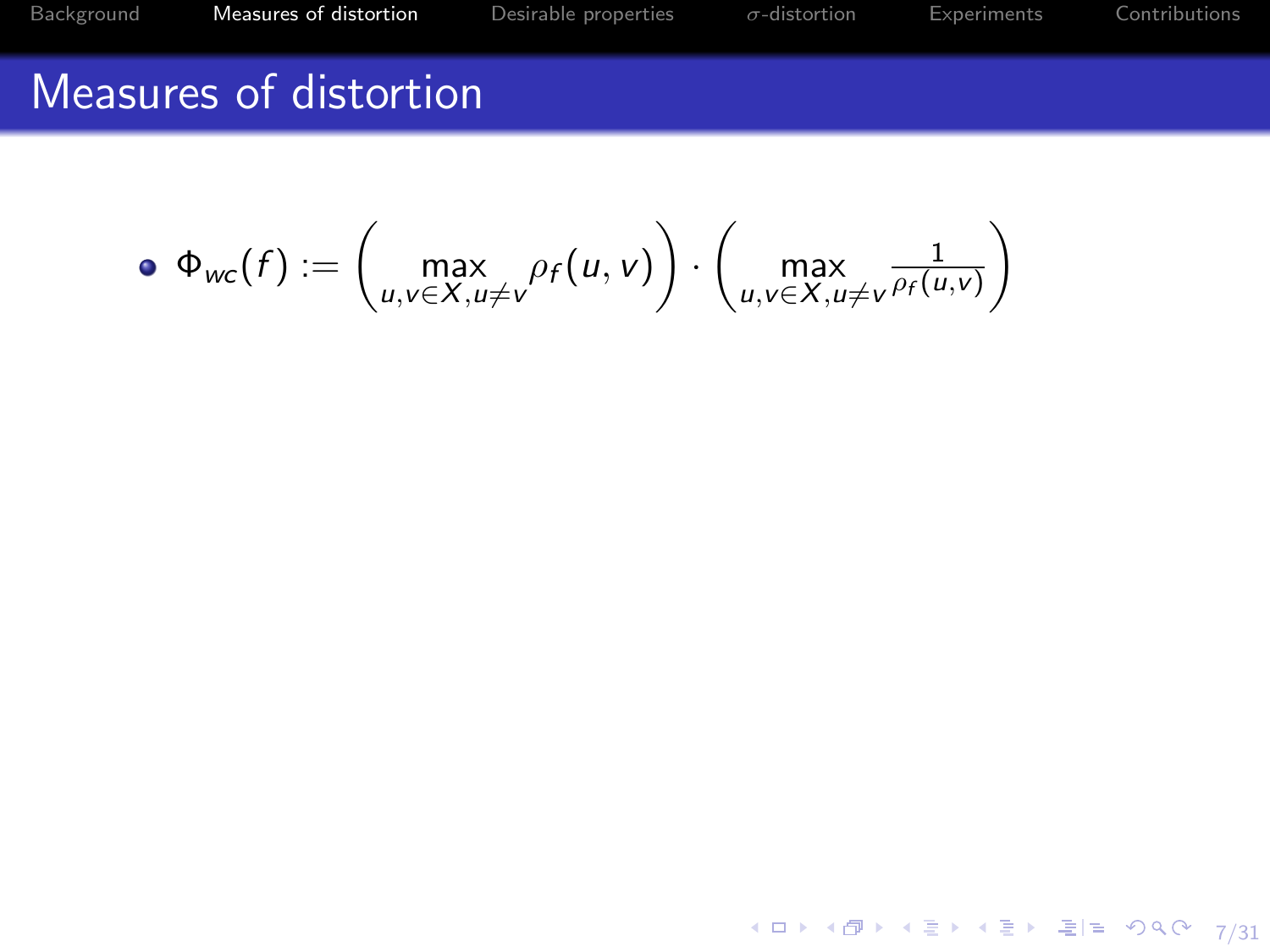# Measures of distortion

- $\Phi_{wc}(f) := \left( \max_{u,v \in X, u \neq v} \rho_f(u,v) \right) \cdot \left( \max_{u,v \in X, u \neq v} \frac{1}{\rho_f(u,v)} \right)$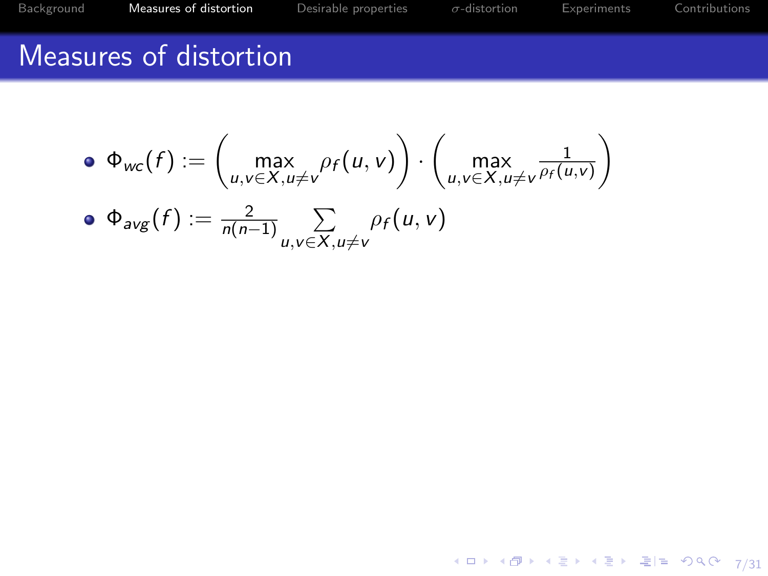# Measures of distortion

- $\Phi_{wc}(f) := \left( \max_{u,v \in X, u \neq v} \rho_f(u,v) \right) \cdot \left( \max_{u,v \in X, u \neq v} \frac{1}{\rho_f(u,v)} \right)$
- $\Phi_{avg}(f) := \frac{2}{n(n-1)} \sum_{u,v \in X, u \neq v} \rho_f(u,v)$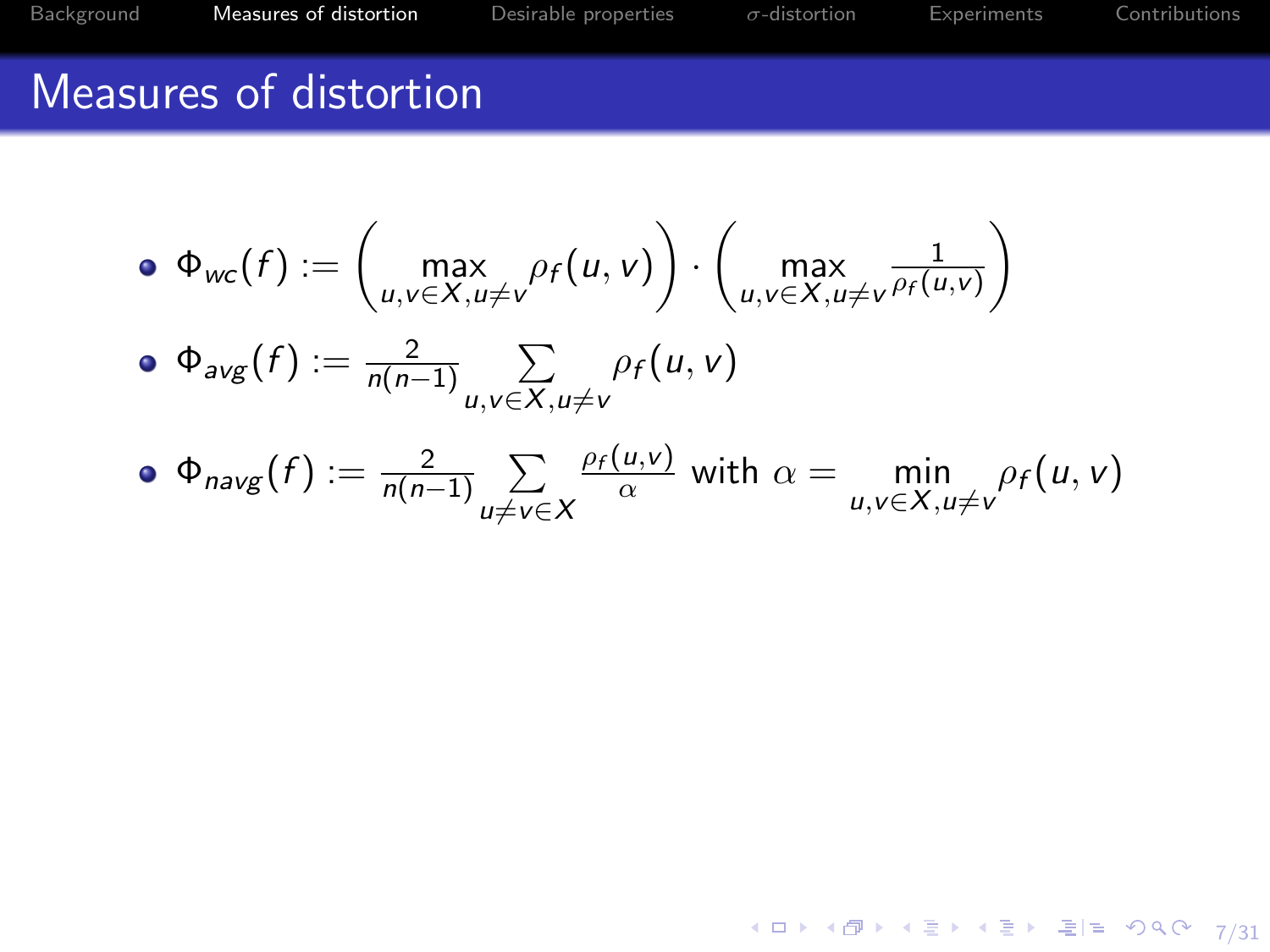# Measures of distortion

- $\Phi_{wc}(f) := \left(\max_{u,v \in X, u \neq v} \rho_f(u,v)\right) \cdot \left(\max_{u,v \in X, u \neq v} \frac{1}{\rho_f(u,v)}\right)$
- $\Phi_{avg}(f) := \frac{2}{n(n-1)} \sum_{u,v \in X, u \neq v} \rho_f(u,v)$
- $\Phi_{navg}(f) := \frac{2}{n(n-1)} \sum_{u \neq v \in X} \frac{\rho_f(u,v)}{\alpha}$ with $\alpha = \min_{u,v \in X, u \neq v} \rho_f(u,v)$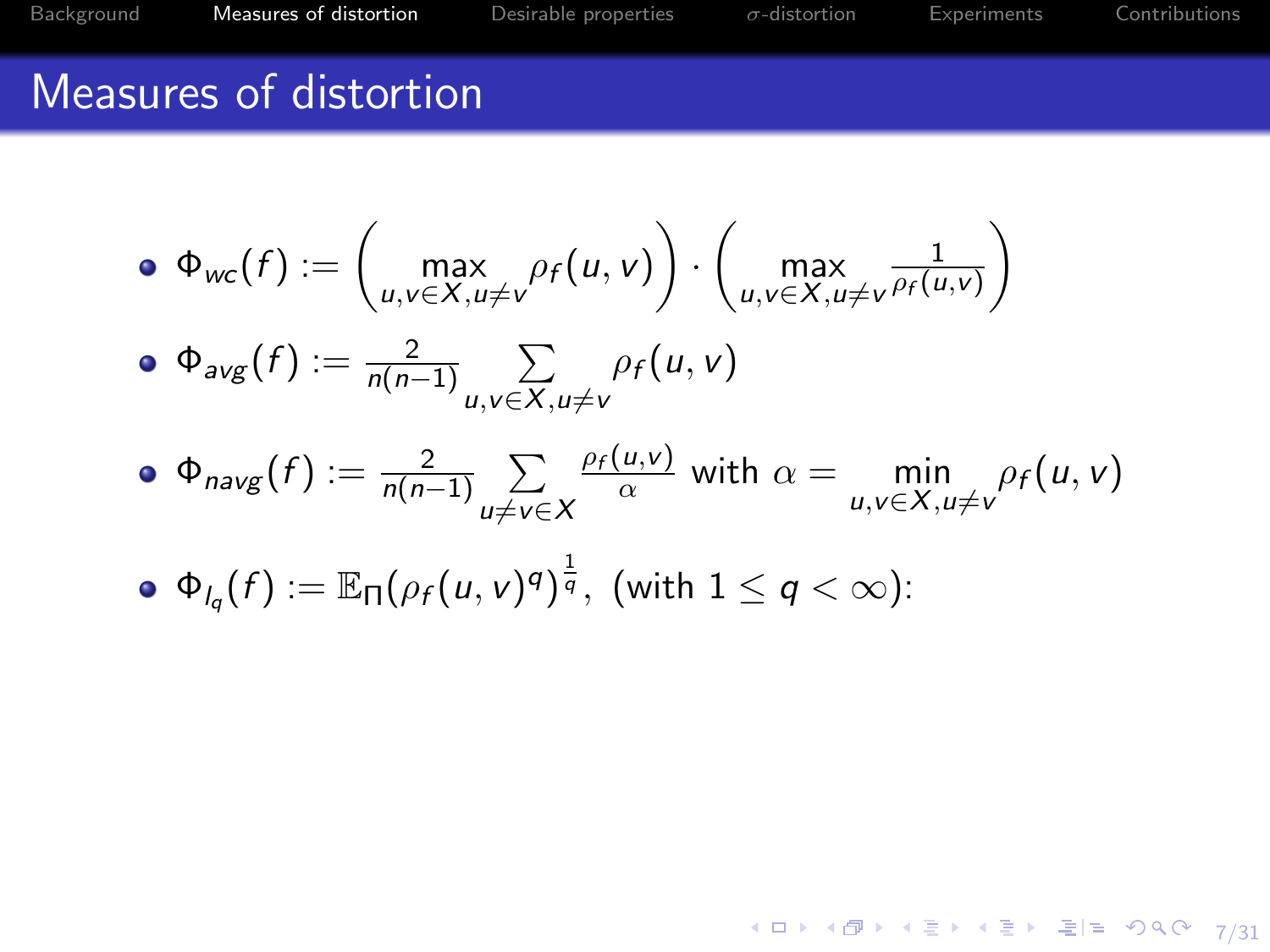# Measures of distortion

- $\Phi_{wc}(f) := \left(\max_{u,v\in X, u\neq v} \rho_f(u,v)\right) \cdot \left(\max_{u,v\in X, u\neq v} \frac{1}{\rho_f(u,v)}\right)$
- $\Phi_{avg}(f) := \frac{2}{n(n-1)} \sum_{u,v\in X, u\neq v} \rho_f(u,v)$
- $\Phi_{navg}(f) := \frac{2}{n(n-1)} \sum_{u\neq v\in X} \frac{\rho_f(u,v)}{\alpha}$ with $\alpha = \min_{u,v\in X, u\neq v} \rho_f(u,v)$
- $\Phi_{l_q}(f) := \mathbb{E}_{\Pi}(\rho_f(u,v)^q)^{\frac{1}{q}}$, (with $1 \leq q < \infty$):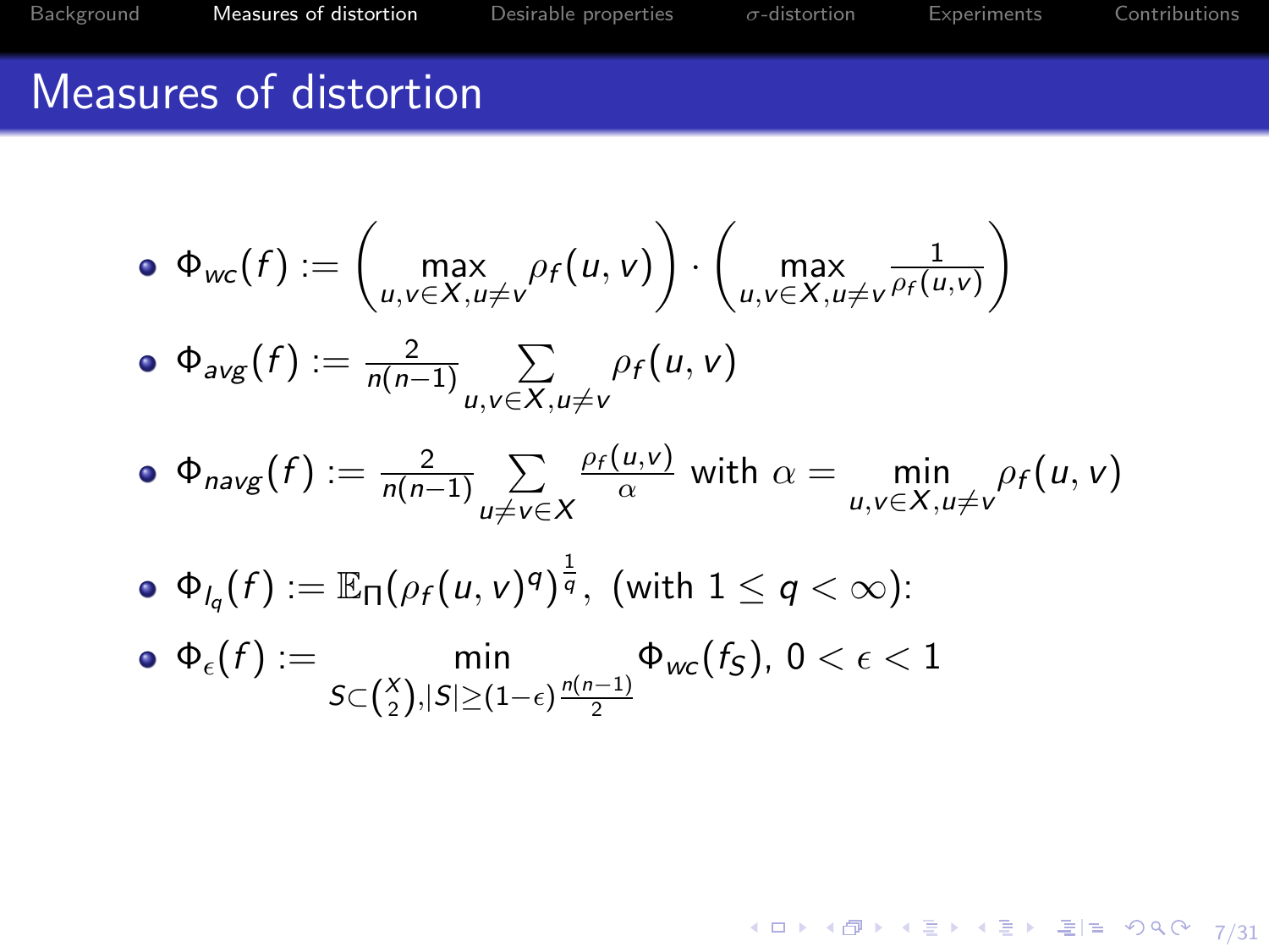# Measures of distortion

- $\Phi_{wc}(f) := \left(\max_{u,v \in X, u \neq v} \rho_f(u,v)\right) \cdot \left(\max_{u,v \in X, u \neq v} \frac{1}{\rho_f(u,v)}\right)$
- $\Phi_{avg}(f) := \frac{2}{n(n-1)} \sum_{u,v \in X, u \neq v} \rho_f(u,v)$
- $\Phi_{navg}(f) := \frac{2}{n(n-1)} \sum_{u \neq v \in X} \frac{\rho_f(u,v)}{\alpha}$ with $\alpha = \min_{u,v \in X, u \neq v} \rho_f(u,v)$
- $\Phi_{l_q}(f) := \mathbb{E}_{\Pi}(\rho_f(u,v)^q)^{\frac{1}{q}}$, (with $1 \leq q < \infty$):
- $\Phi_{\epsilon}(f) := \min_{S \subset \binom{X}{2}, |S| \geq (1-\epsilon)\frac{n(n-1)}{2}} \Phi_{wc}(f_S)$, $0 < \epsilon < 1$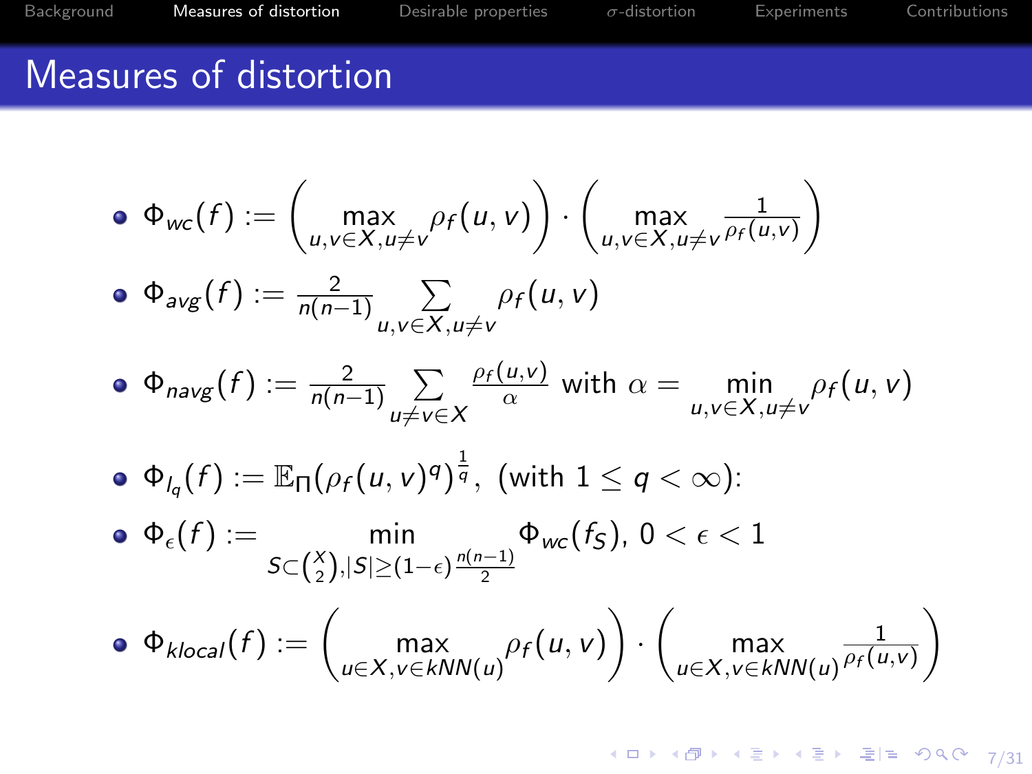# Measures of distortion

- $\Phi_{wc}(f) := \left(\max_{u,v \in X, u \neq v} \rho_f(u,v)\right) \cdot \left(\max_{u,v \in X, u \neq v} \frac{1}{\rho_f(u,v)}\right)$
- $\Phi_{avg}(f) := \frac{2}{n(n-1)} \sum_{u,v \in X, u \neq v} \rho_f(u,v)$
- $\Phi_{navg}(f) := \frac{2}{n(n-1)} \sum_{u \neq v \in X} \frac{\rho_f(u,v)}{\alpha}$ with $\alpha = \min_{u,v \in X, u \neq v} \rho_f(u,v)$
- $\Phi_{l_q}(f) := \mathbb{E}_{\Pi}(\rho_f(u,v)^q)^{\frac{1}{q}}$, (with $1 \leq q < \infty$):
- $\Phi_{\epsilon}(f) := \min_{S \subset \binom{X}{2}, |S| \geq (1-\epsilon)\frac{n(n-1)}{2}} \Phi_{wc}(f_S)$, $0 < \epsilon < 1$
- $\Phi_{klocal}(f) := \left(\max_{u \in X, v \in kNN(u)} \rho_f(u,v)\right) \cdot \left(\max_{u \in X, v \in kNN(u)} \frac{1}{\rho_f(u,v)}\right)$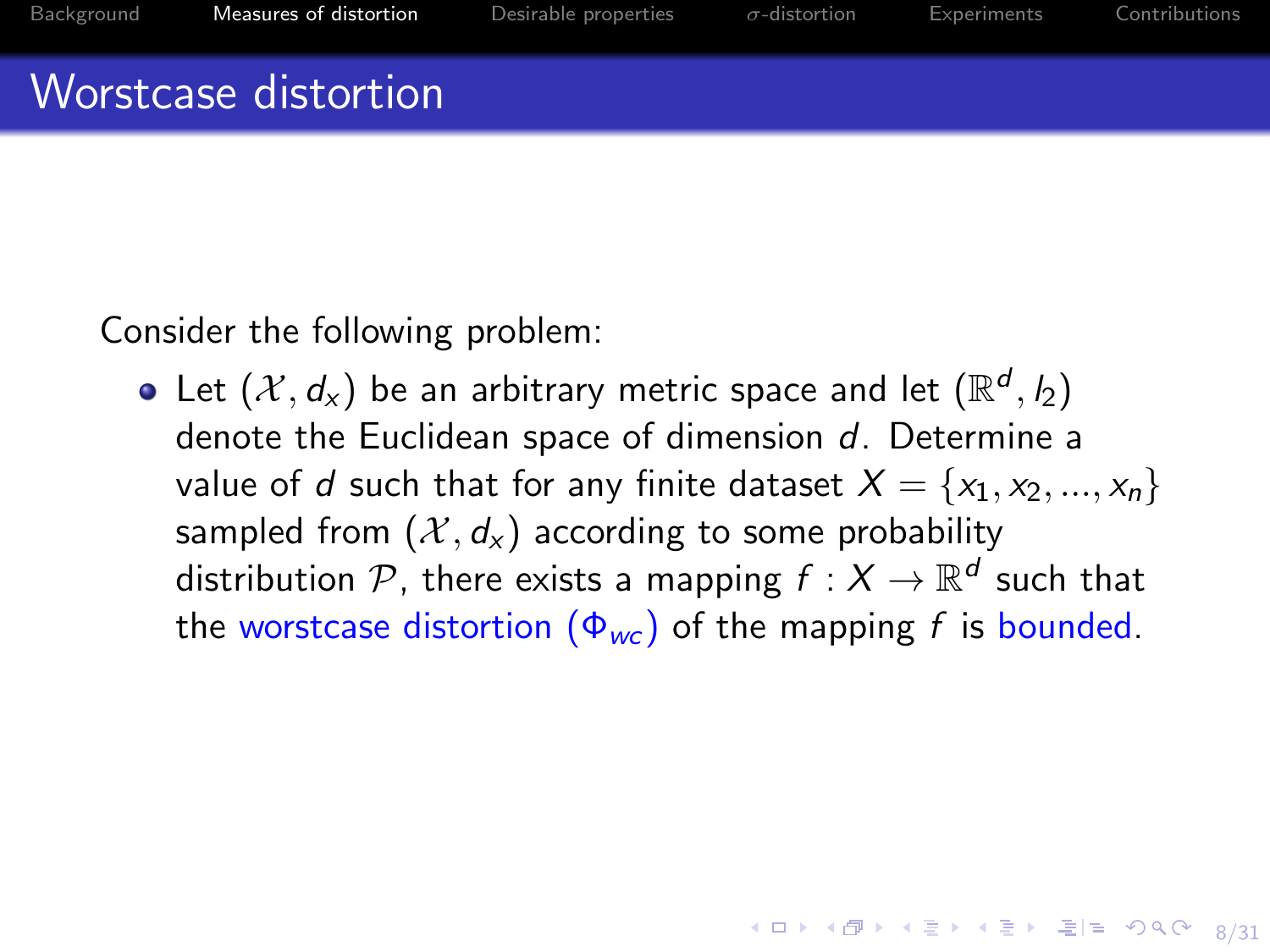# Worstcase distortion

Consider the following problem:

- Let $(\mathcal{X}, d_x)$ be an arbitrary metric space and let $(\mathbb{R}^d, l_2)$ denote the Euclidean space of dimension $d$. Determine a value of $d$ such that for any finite dataset $X = \{x_1, x_2, ..., x_n\}$ sampled from $(\mathcal{X}, d_x)$ according to some probability distribution $\mathcal{P}$, there exists a mapping $f : X \rightarrow \mathbb{R}^d$ such that the worstcase distortion $(\Phi_{wc})$ of the mapping $f$ is bounded.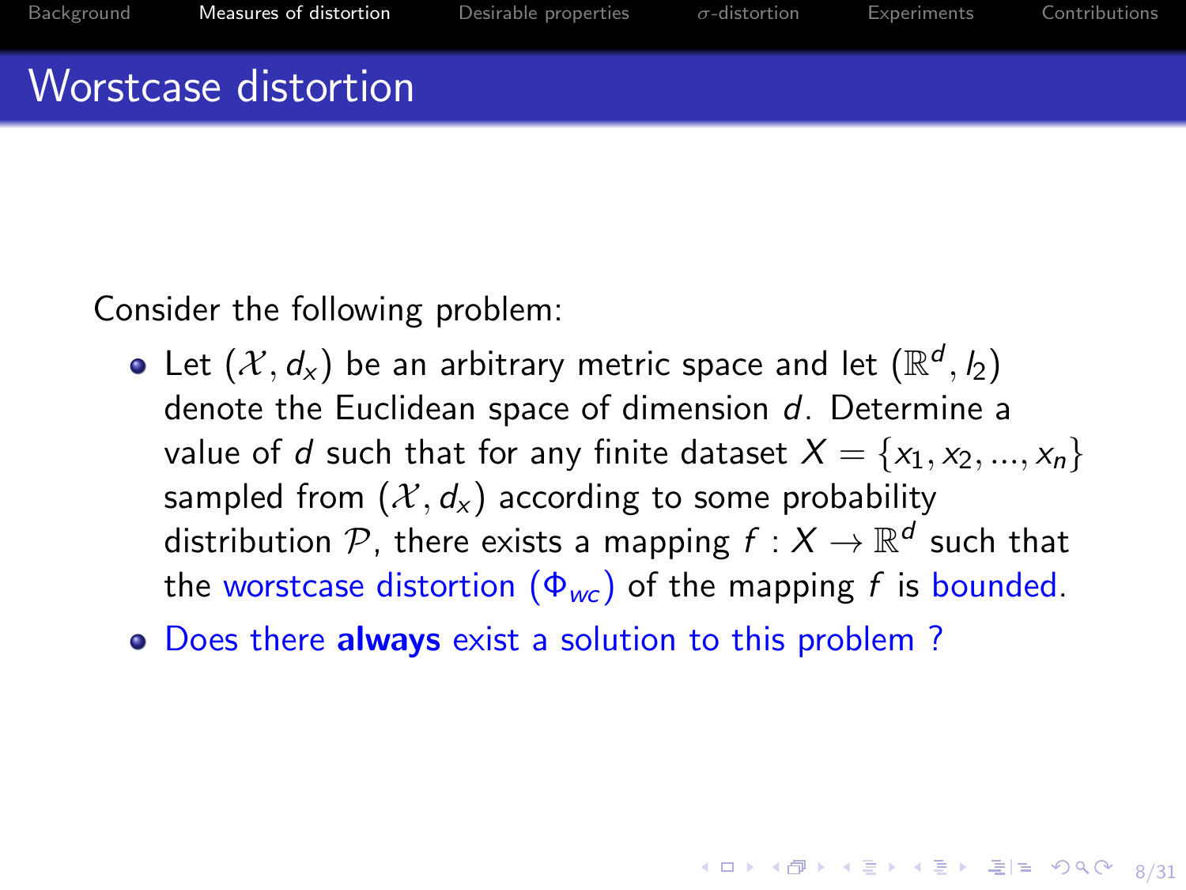## Worstcase distortion

Consider the following problem:

- Let $(\mathcal{X}, d_x)$ be an arbitrary metric space and let $(\mathbb{R}^d, l_2)$ denote the Euclidean space of dimension $d$. Determine a value of $d$ such that for any finite dataset $X = \{x_1, x_2, ..., x_n\}$ sampled from $(\mathcal{X}, d_x)$ according to some probability distribution $\mathcal{P}$, there exists a mapping $f : X \to \mathbb{R}^d$ such that the worstcase distortion $(\Phi_{wc})$ of the mapping $f$ is bounded.
- Does there **always** exist a solution to this problem ?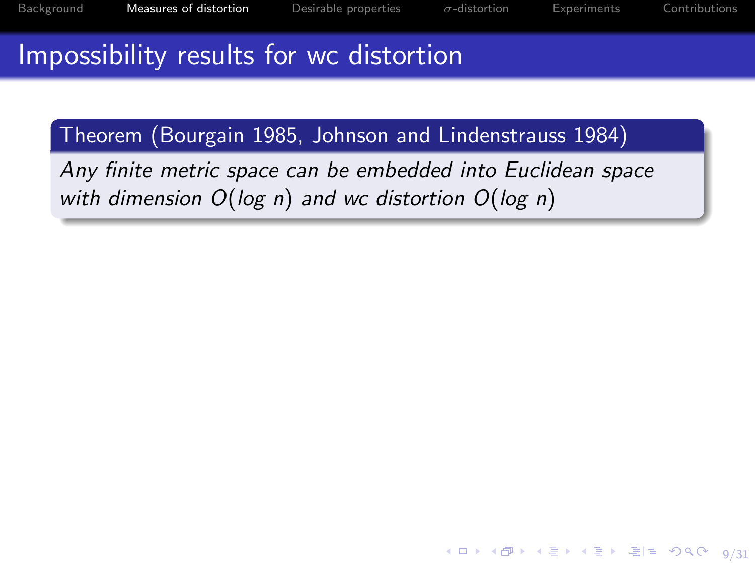# Impossibility results for wc distortion

**Theorem (Bourgain 1985, Johnson and Lindenstrauss 1984)**

*Any finite metric space can be embedded into Euclidean space with dimension $O(\log n)$ and wc distortion $O(\log n)$*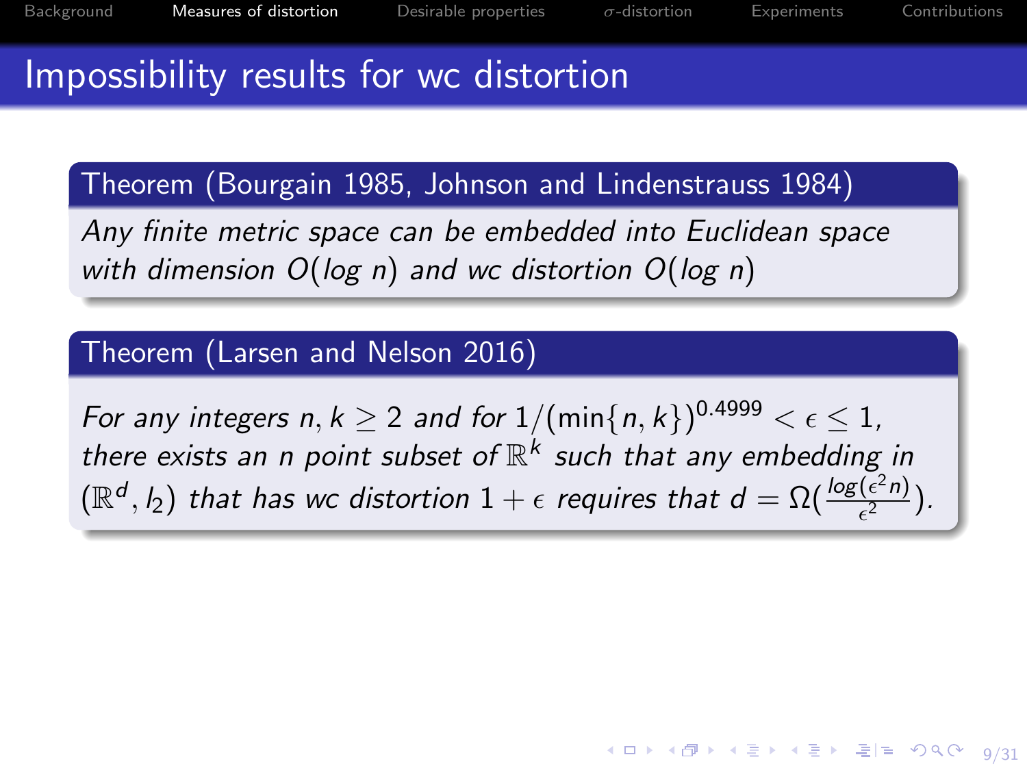# Impossibility results for wc distortion

**Theorem (Bourgain 1985, Johnson and Lindenstrauss 1984)**

*Any finite metric space can be embedded into Euclidean space with dimension $O(\log n)$ and wc distortion $O(\log n)$*

**Theorem (Larsen and Nelson 2016)**

*For any integers $n, k \geq 2$ and for $1/(\min\{n,k\})^{0.4999} < \epsilon \leq 1$, there exists an $n$ point subset of $\mathbb{R}^k$ such that any embedding in $(\mathbb{R}^d, l_2)$ that has wc distortion $1+\epsilon$ requires that $d = \Omega(\frac{\log(\epsilon^2 n)}{\epsilon^2})$.*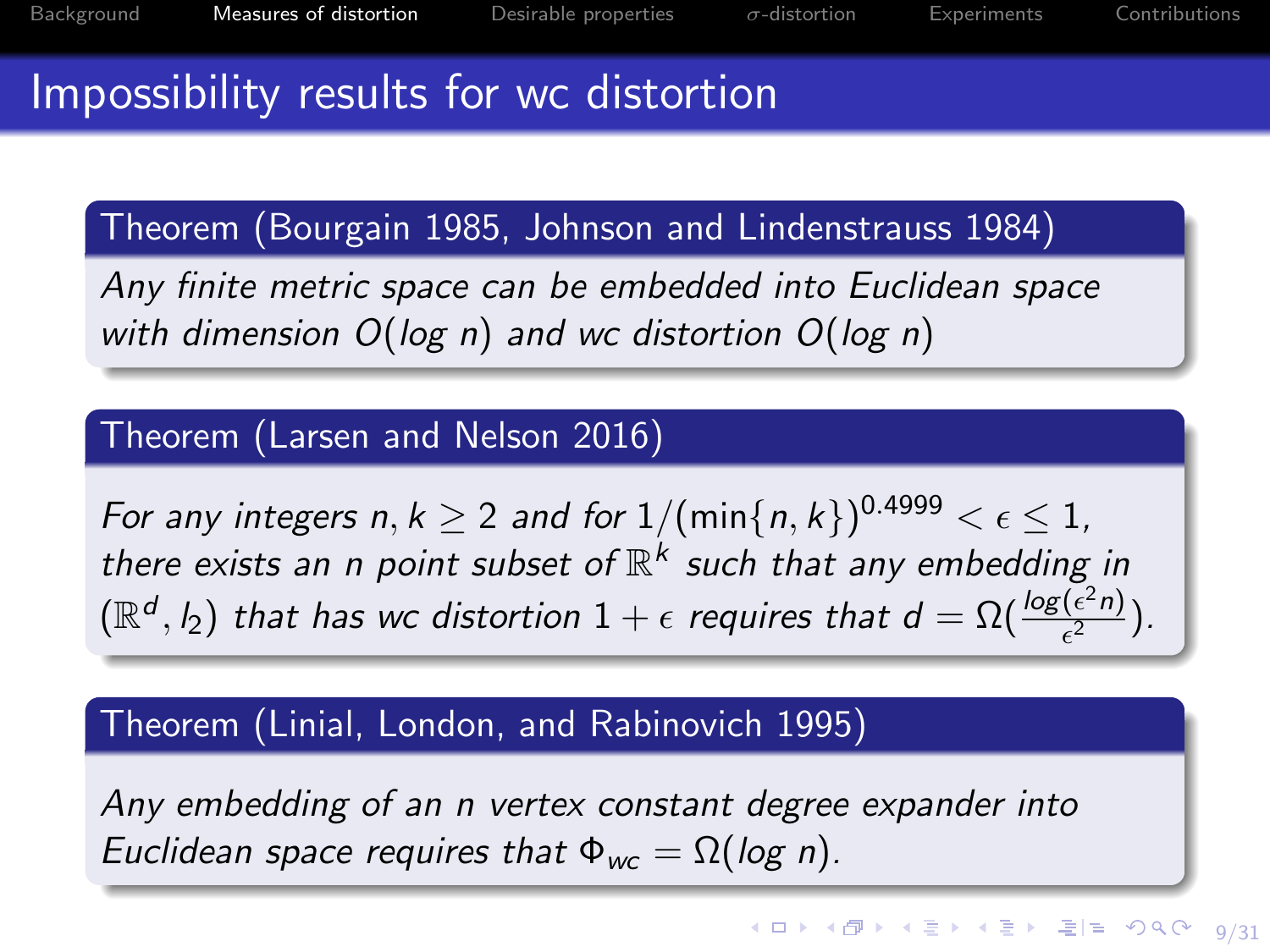# Impossibility results for wc distortion

**Theorem (Bourgain 1985, Johnson and Lindenstrauss 1984)**

*Any finite metric space can be embedded into Euclidean space with dimension $O(\log n)$ and wc distortion $O(\log n)$*

**Theorem (Larsen and Nelson 2016)**

*For any integers $n, k \geq 2$ and for $1/(\min\{n, k\})^{0.4999} < \epsilon \leq 1$, there exists an $n$ point subset of $\mathbb{R}^k$ such that any embedding in $(\mathbb{R}^d, l_2)$ that has wc distortion $1 + \epsilon$ requires that $d = \Omega(\frac{\log(\epsilon^2 n)}{\epsilon^2})$.*

**Theorem (Linial, London, and Rabinovich 1995)**

*Any embedding of an $n$ vertex constant degree expander into Euclidean space requires that $\Phi_{wc} = \Omega(\log n)$.*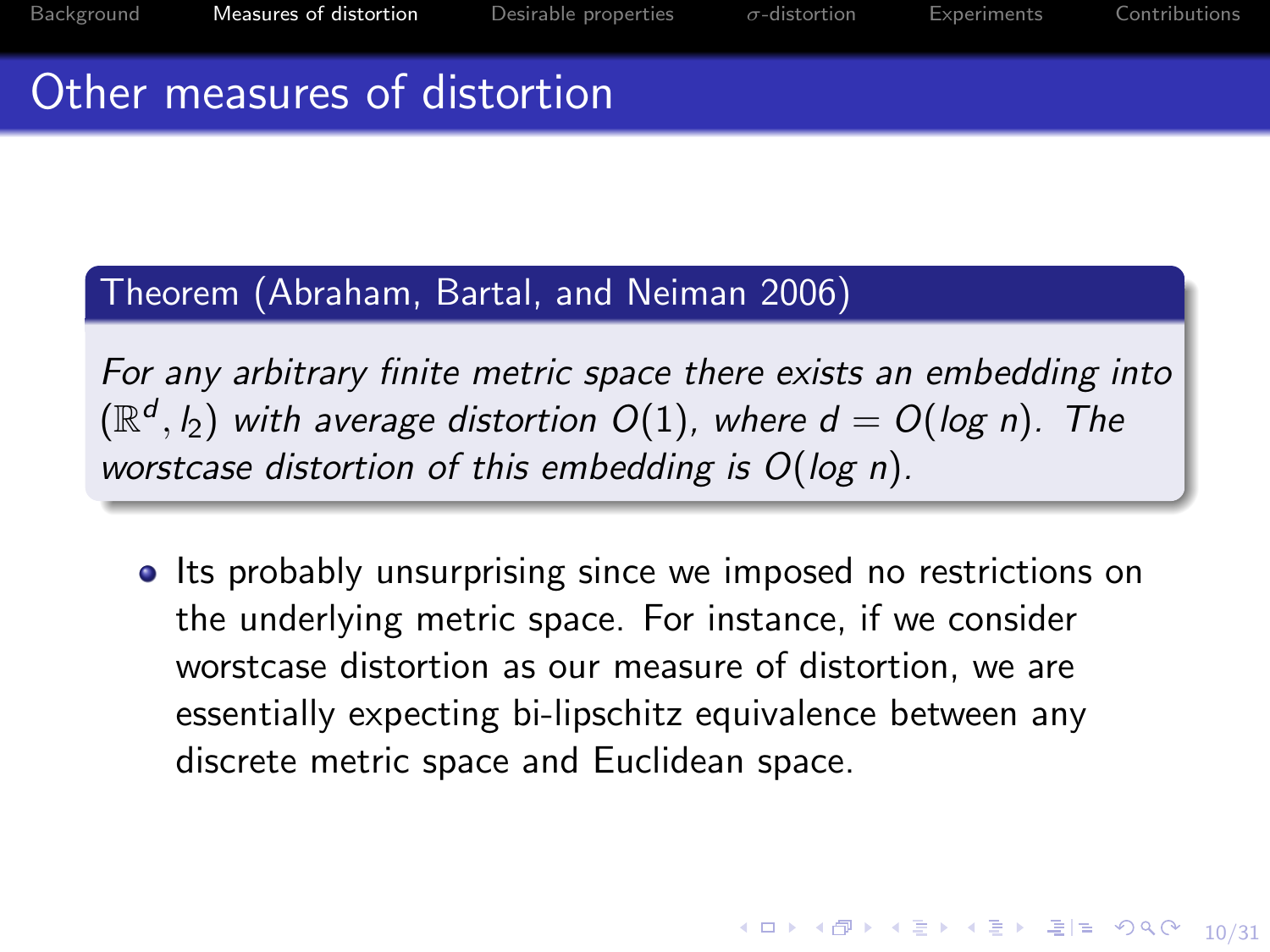# Other measures of distortion

**Theorem (Abraham, Bartal, and Neiman 2006)**

*For any arbitrary finite metric space there exists an embedding into $(\mathbb{R}^d, l_2)$ with average distortion $O(1)$, where $d = O(log\ n)$. The worstcase distortion of this embedding is $O(log\ n)$.*

- Its probably unsurprising since we imposed no restrictions on the underlying metric space. For instance, if we consider worstcase distortion as our measure of distortion, we are essentially expecting bi-lipschitz equivalence between any discrete metric space and Euclidean space.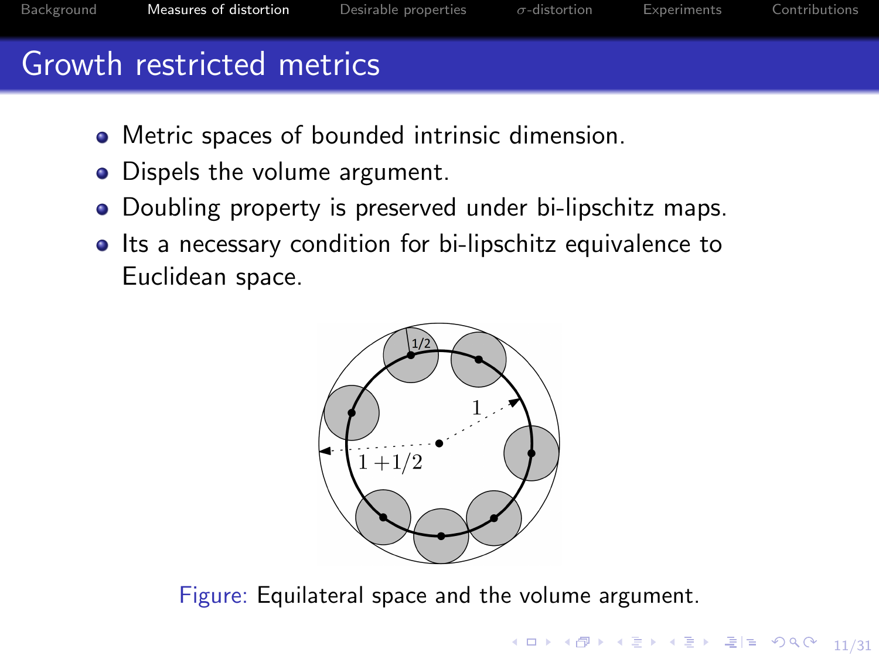# Growth restricted metrics

- Metric spaces of bounded intrinsic dimension.
- Dispels the volume argument.
- Doubling property is preserved under bi-lipschitz maps.
- Its a necessary condition for bi-lipschitz equivalence to Euclidean space.

Figure: Equilateral space and the volume argument.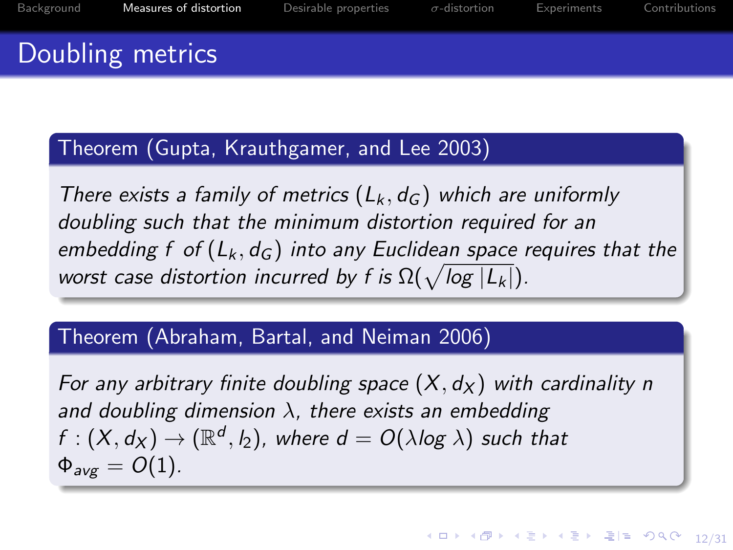# Doubling metrics

**Theorem (Gupta, Krauthgamer, and Lee 2003)**

*There exists a family of metrics $(L_k, d_G)$ which are uniformly doubling such that the minimum distortion required for an embedding $f$ of $(L_k, d_G)$ into any Euclidean space requires that the worst case distortion incurred by $f$ is $\Omega(\sqrt{\log |L_k|})$.*

**Theorem (Abraham, Bartal, and Neiman 2006)**

*For any arbitrary finite doubling space $(X, d_X)$ with cardinality $n$ and doubling dimension $\lambda$, there exists an embedding $f : (X, d_X) \rightarrow (\mathbb{R}^d, l_2)$, where $d = O(\lambda \log \lambda)$ such that $\Phi_{avg} = O(1)$.*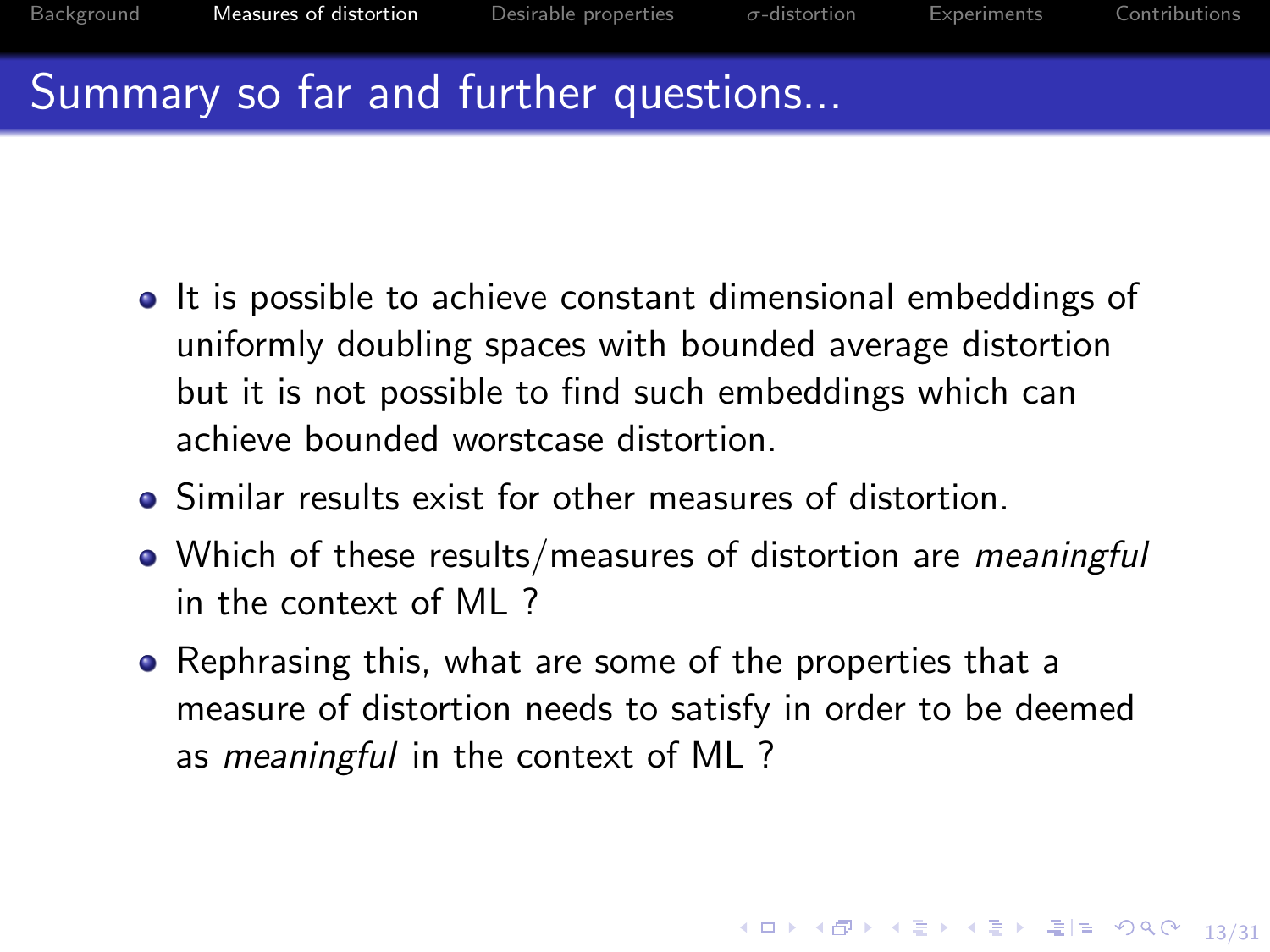# Summary so far and further questions...

- It is possible to achieve constant dimensional embeddings of uniformly doubling spaces with bounded average distortion but it is not possible to find such embeddings which can achieve bounded worstcase distortion.
- Similar results exist for other measures of distortion.
- Which of these results/measures of distortion are *meaningful* in the context of ML ?
- Rephrasing this, what are some of the properties that a measure of distortion needs to satisfy in order to be deemed as *meaningful* in the context of ML ?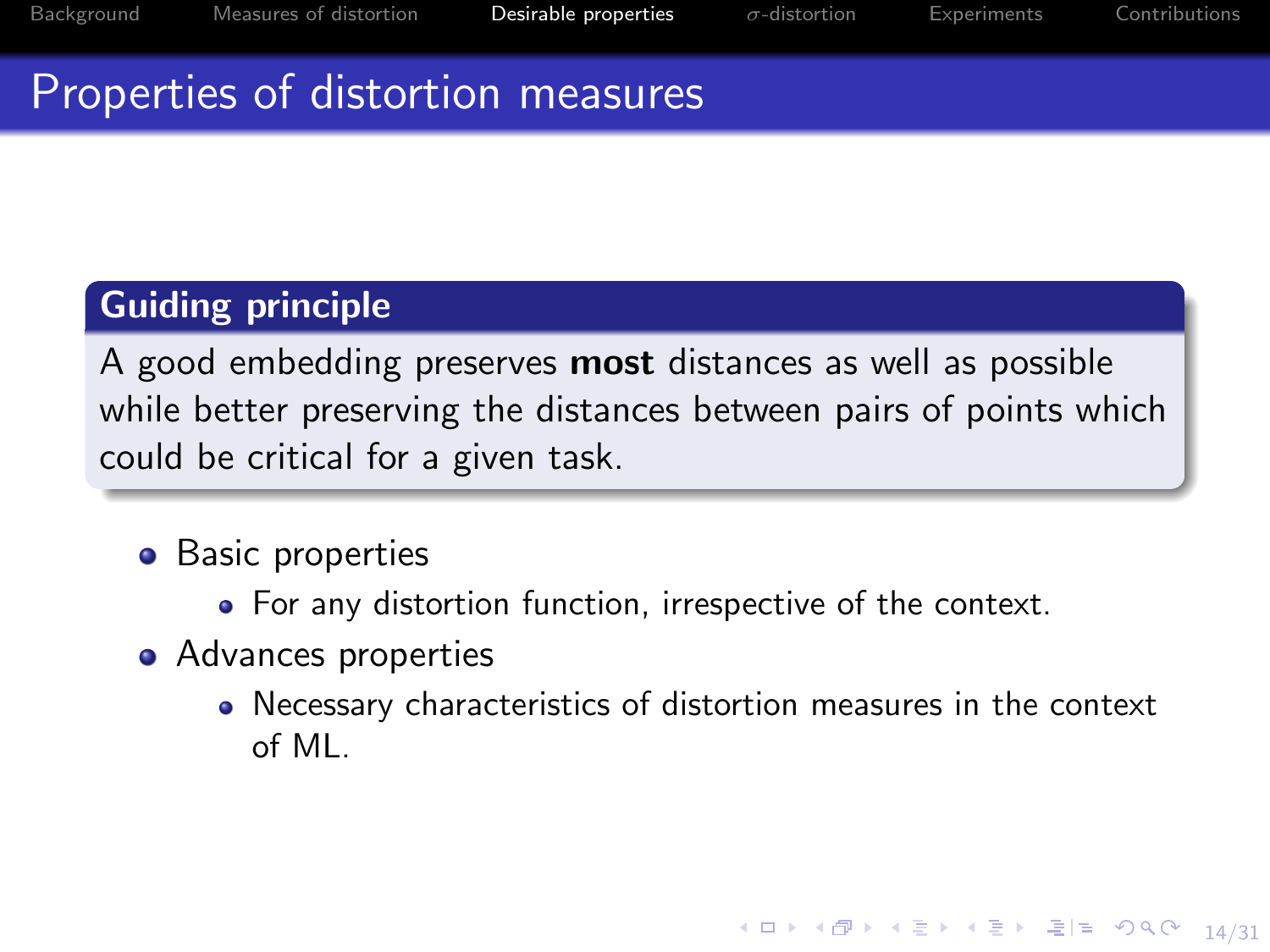# Properties of distortion measures

### Guiding principle

A good embedding preserves **most** distances as well as possible while better preserving the distances between pairs of points which could be critical for a given task.

- Basic properties
  - For any distortion function, irrespective of the context.
- Advances properties
  - Necessary characteristics of distortion measures in the context of ML.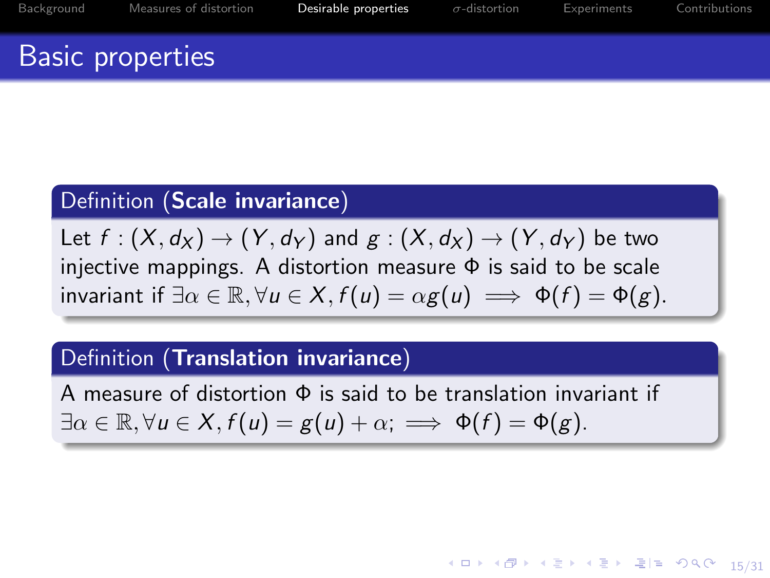## Basic properties

**Definition (Scale invariance)**

Let $f : (X, d_X) \to (Y, d_Y)$ and $g : (X, d_X) \to (Y, d_Y)$ be two injective mappings. A distortion measure $\Phi$ is said to be scale invariant if $\exists \alpha \in \mathbb{R}, \forall u \in X, f(u) = \alpha g(u) \implies \Phi(f) = \Phi(g)$.

**Definition (Translation invariance)**

A measure of distortion $\Phi$ is said to be translation invariant if $\exists \alpha \in \mathbb{R}, \forall u \in X, f(u) = g(u) + \alpha; \implies \Phi(f) = \Phi(g)$.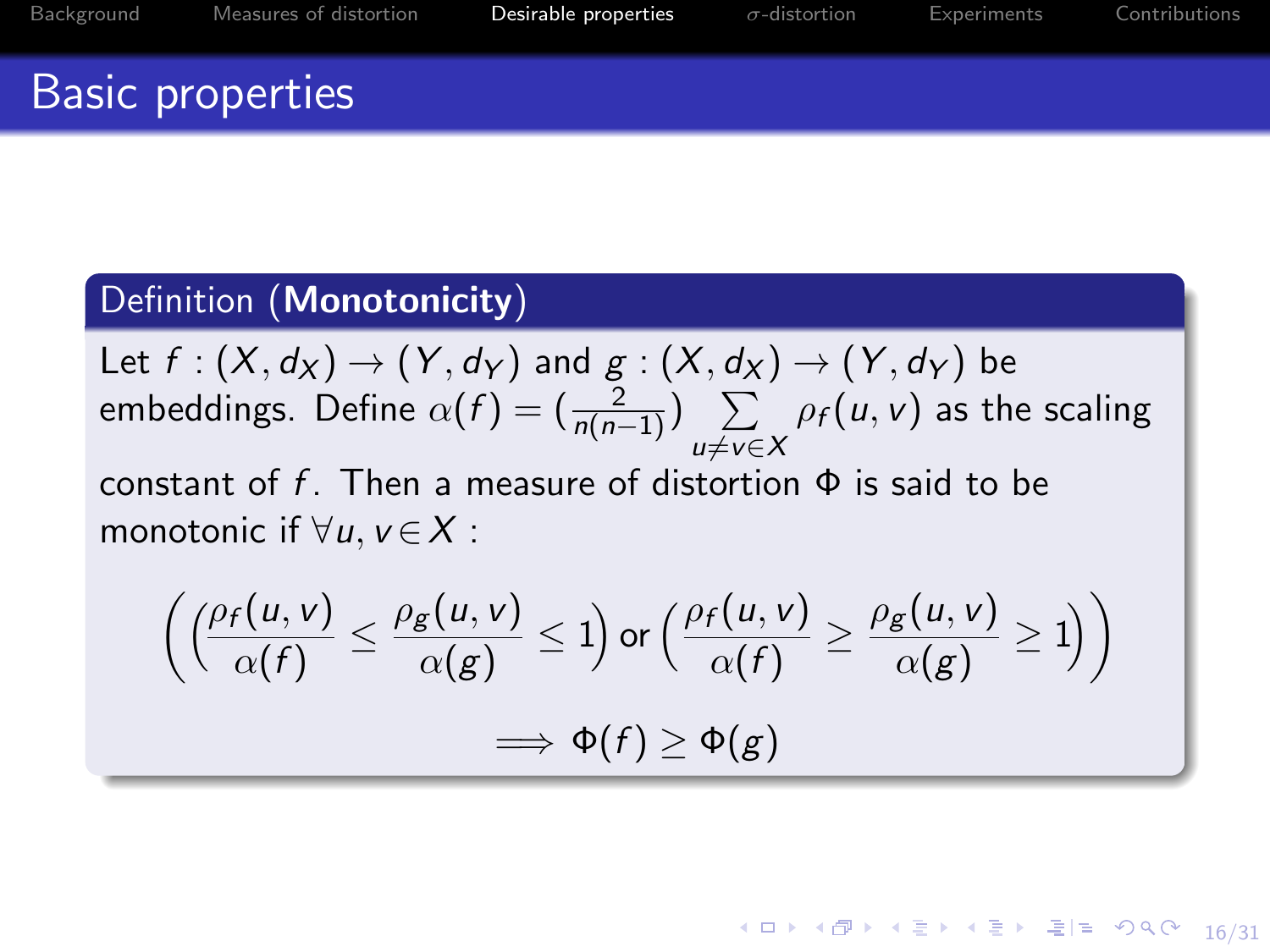# Basic properties

**Definition (Monotonicity)**

Let $f : (X, d_X) \to (Y, d_Y)$ and $g : (X, d_X) \to (Y, d_Y)$ be embeddings. Define $\alpha(f) = (\frac{2}{n(n-1)}) \sum_{u \neq v \in X} \rho_f(u, v)$ as the scaling constant of $f$. Then a measure of distortion $\Phi$ is said to be monotonic if $\forall u, v \in X$ :

$$\left( \left( \frac{\rho_f(u,v)}{\alpha(f)} \leq \frac{\rho_g(u,v)}{\alpha(g)} \leq 1 \right) \text{ or } \left( \frac{\rho_f(u,v)}{\alpha(f)} \geq \frac{\rho_g(u,v)}{\alpha(g)} \geq 1 \right) \right)$$

$$\implies \Phi(f) \geq \Phi(g)$$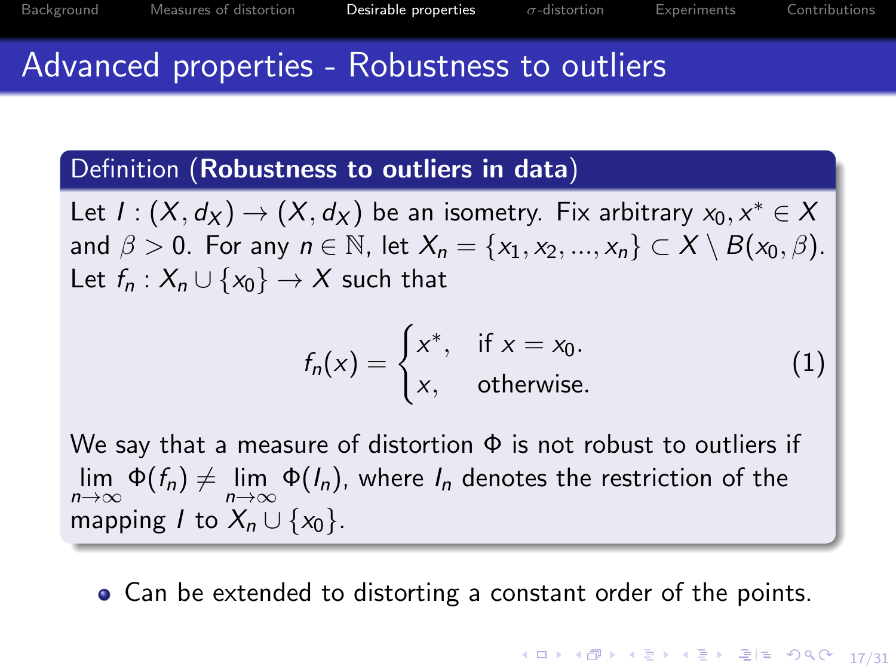# Advanced properties - Robustness to outliers

**Definition (Robustness to outliers in data)**

Let $I : (X, d_X) \to (X, d_X)$ be an isometry. Fix arbitrary $x_0, x^* \in X$ and $\beta > 0$. For any $n \in \mathbb{N}$, let $X_n = \{x_1, x_2, ..., x_n\} \subset X \setminus B(x_0, \beta)$. Let $f_n : X_n \cup \{x_0\} \to X$ such that

$$f_n(x) = \begin{cases} x^*, & \text{if } x = x_0. \\ x, & \text{otherwise.} \end{cases} \tag{1}$$

We say that a measure of distortion $\Phi$ is not robust to outliers if $\lim_{n\to\infty} \Phi(f_n) \neq \lim_{n\to\infty} \Phi(I_n)$, where $I_n$ denotes the restriction of the mapping $I$ to $X_n \cup \{x_0\}$.

- Can be extended to distorting a constant order of the points.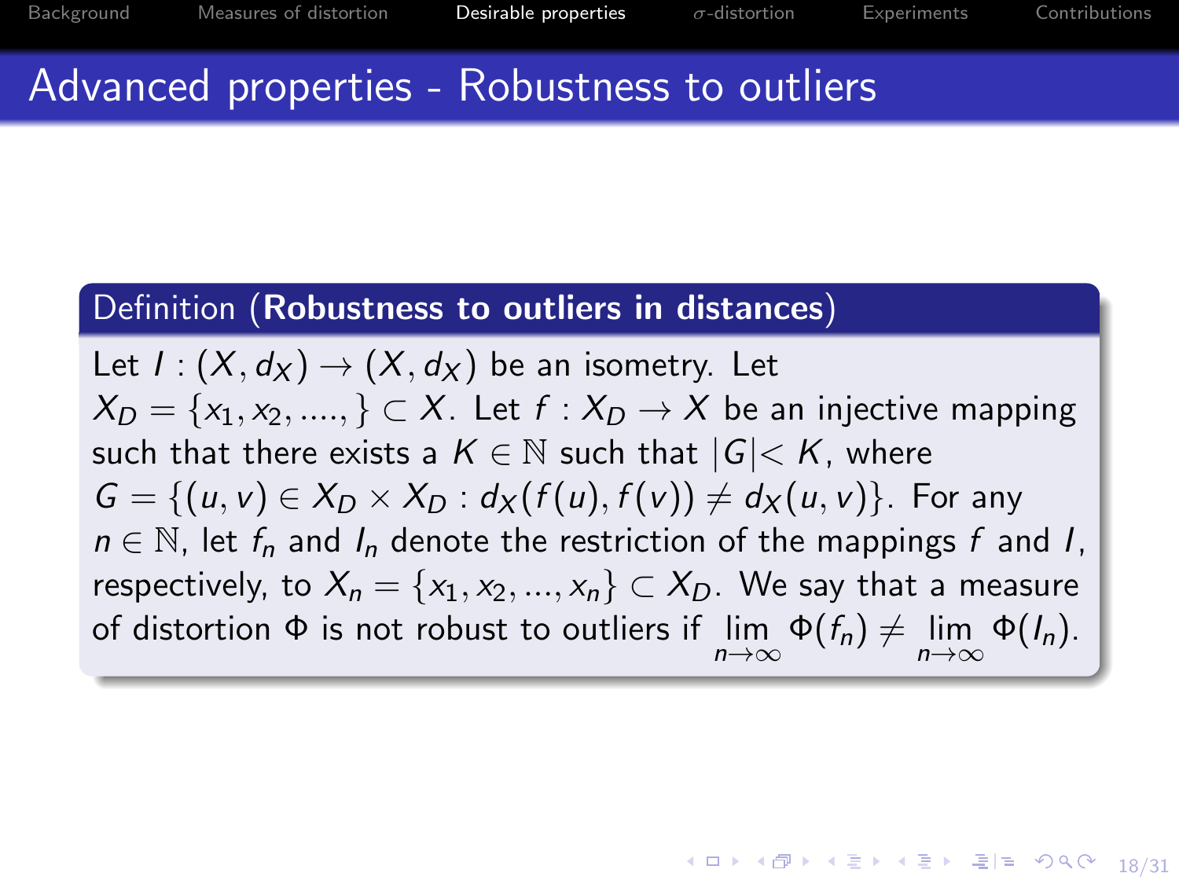## Advanced properties - Robustness to outliers

**Definition (Robustness to outliers in distances)**

Let $I : (X, d_X) \to (X, d_X)$ be an isometry. Let $X_D = \{x_1, x_2, ...., \} \subset X$. Let $f : X_D \to X$ be an injective mapping such that there exists a $K \in \mathbb{N}$ such that $|G| < K$, where $G = \{(u, v) \in X_D \times X_D : d_X(f(u), f(v)) \neq d_X(u, v)\}$. For any $n \in \mathbb{N}$, let $f_n$ and $I_n$ denote the restriction of the mappings $f$ and $I$, respectively, to $X_n = \{x_1, x_2, ..., x_n\} \subset X_D$. We say that a measure of distortion $\Phi$ is not robust to outliers if $\lim_{n\to\infty} \Phi(f_n) \neq \lim_{n\to\infty} \Phi(I_n)$.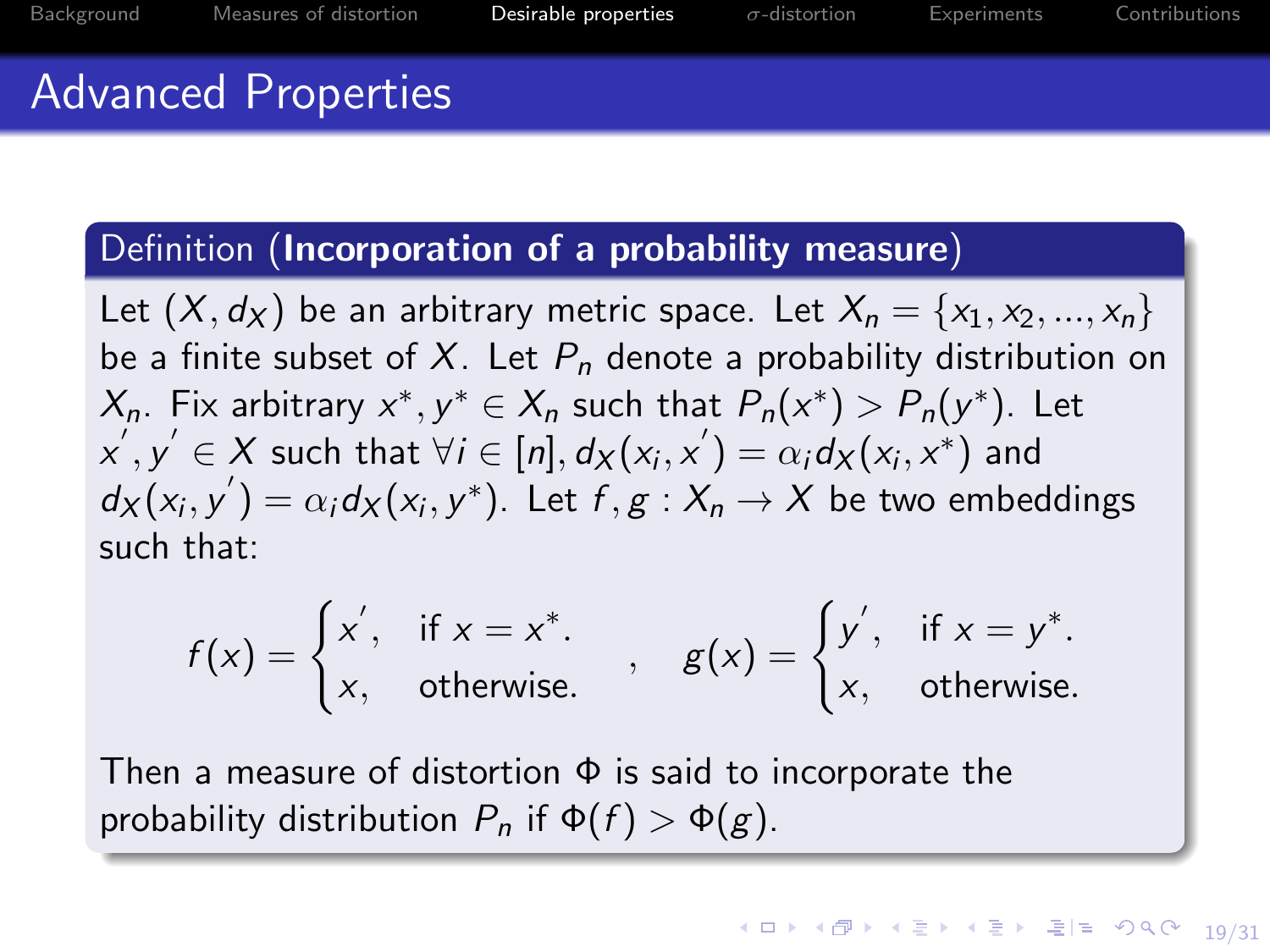# Advanced Properties

**Definition (Incorporation of a probability measure)**

Let $(X, d_X)$ be an arbitrary metric space. Let $X_n = \{x_1, x_2, ..., x_n\}$ be a finite subset of $X$. Let $P_n$ denote a probability distribution on $X_n$. Fix arbitrary $x^*, y^* \in X_n$ such that $P_n(x^*) > P_n(y^*)$. Let $x^{'}, y^{'} \in X$ such that $\forall i \in [n], d_X(x_i, x^{'}) = \alpha_i d_X(x_i, x^*)$ and $d_X(x_i, y^{'}) = \alpha_i d_X(x_i, y^*)$. Let $f, g : X_n \to X$ be two embeddings such that:

$$f(x) = \begin{cases} x^{'}, & \text{if } x = x^*. \\ x, & \text{otherwise.} \end{cases} \quad , \quad g(x) = \begin{cases} y^{'}, & \text{if } x = y^*. \\ x, & \text{otherwise.} \end{cases}$$

Then a measure of distortion $\Phi$ is said to incorporate the probability distribution $P_n$ if $\Phi(f) > \Phi(g)$.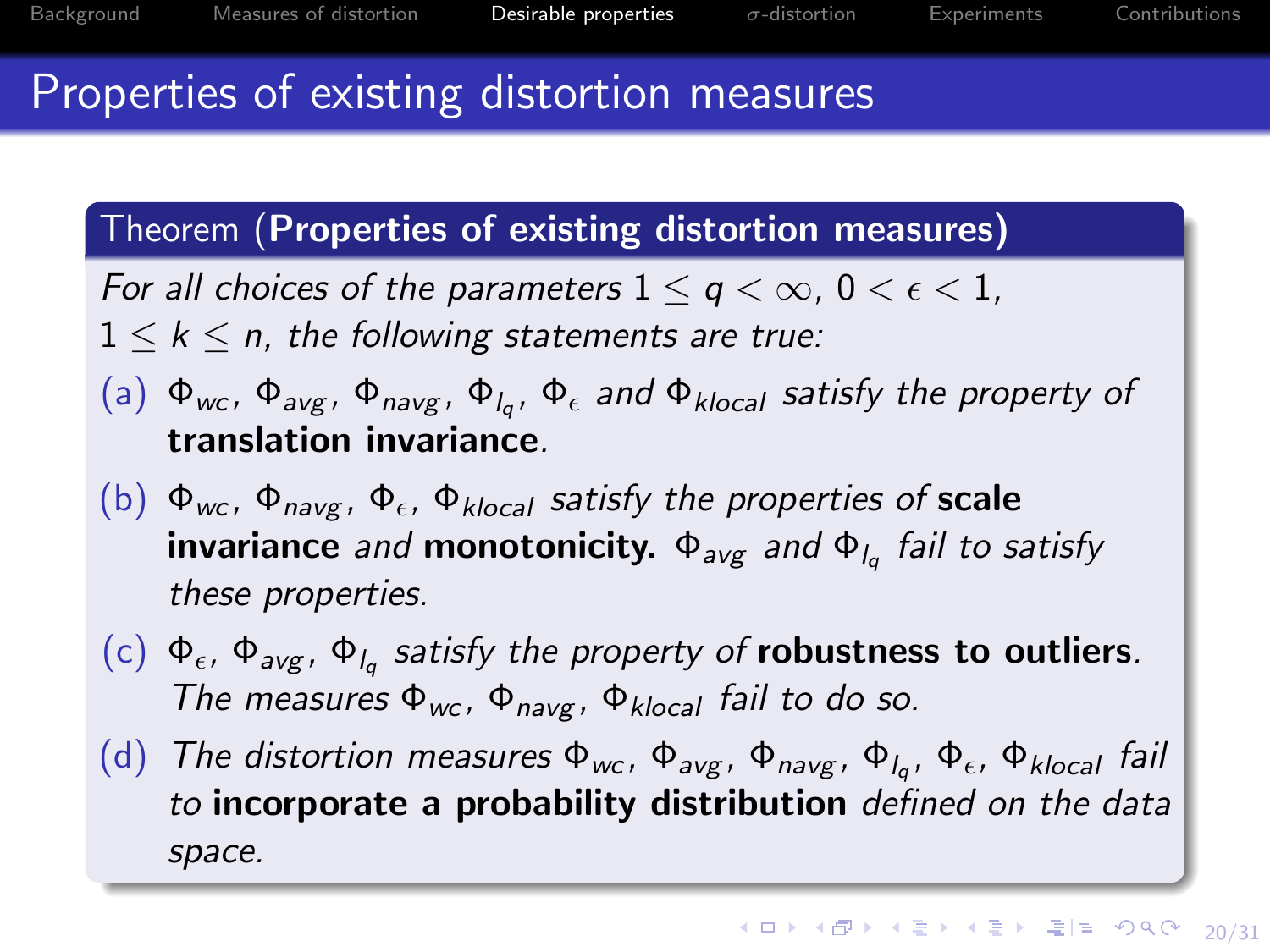# Properties of existing distortion measures

**Theorem (Properties of existing distortion measures)**

*For all choices of the parameters $1 \leq q < \infty$, $0 < \epsilon < 1$, $1 \leq k \leq n$, the following statements are true:*

(a) $\Phi_{wc}$, $\Phi_{avg}$, $\Phi_{navg}$, $\Phi_{l_q}$, $\Phi_{\epsilon}$ *and* $\Phi_{klocal}$ *satisfy the property of* **translation invariance**.

(b) $\Phi_{wc}$, $\Phi_{navg}$, $\Phi_{\epsilon}$, $\Phi_{klocal}$ *satisfy the properties of* **scale invariance** *and* **monotonicity.** $\Phi_{avg}$ *and* $\Phi_{l_q}$ *fail to satisfy these properties.*

(c) $\Phi_{\epsilon}$, $\Phi_{avg}$, $\Phi_{l_q}$ *satisfy the property of* **robustness to outliers**. *The measures* $\Phi_{wc}$, $\Phi_{navg}$, $\Phi_{klocal}$ *fail to do so.*

(d) *The distortion measures* $\Phi_{wc}$, $\Phi_{avg}$, $\Phi_{navg}$, $\Phi_{l_q}$, $\Phi_{\epsilon}$, $\Phi_{klocal}$ *fail to* **incorporate a probability distribution** *defined on the data space.*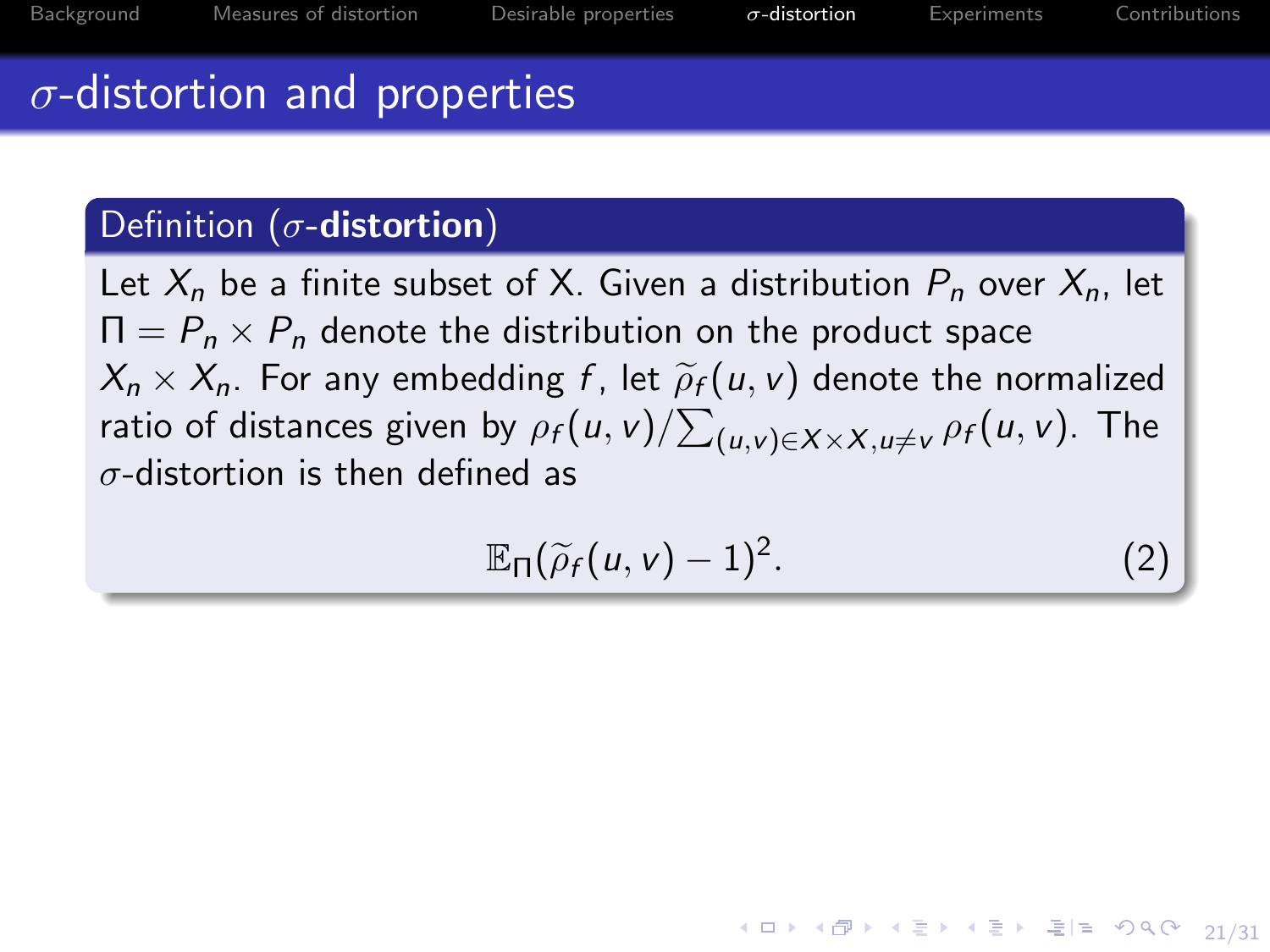# $\sigma$-distortion and properties

**Definition ($\sigma$-distortion)**

Let $X_n$ be a finite subset of X. Given a distribution $P_n$ over $X_n$, let $\Pi = P_n \times P_n$ denote the distribution on the product space $X_n \times X_n$. For any embedding $f$, let $\widetilde{\rho}_f(u, v)$ denote the normalized ratio of distances given by $\rho_f(u, v) / \sum_{(u,v) \in X \times X, u \neq v} \rho_f(u, v)$. The $\sigma$-distortion is then defined as

$$\mathbb{E}_\Pi(\widetilde{\rho}_f(u, v) - 1)^2. \tag{2}$$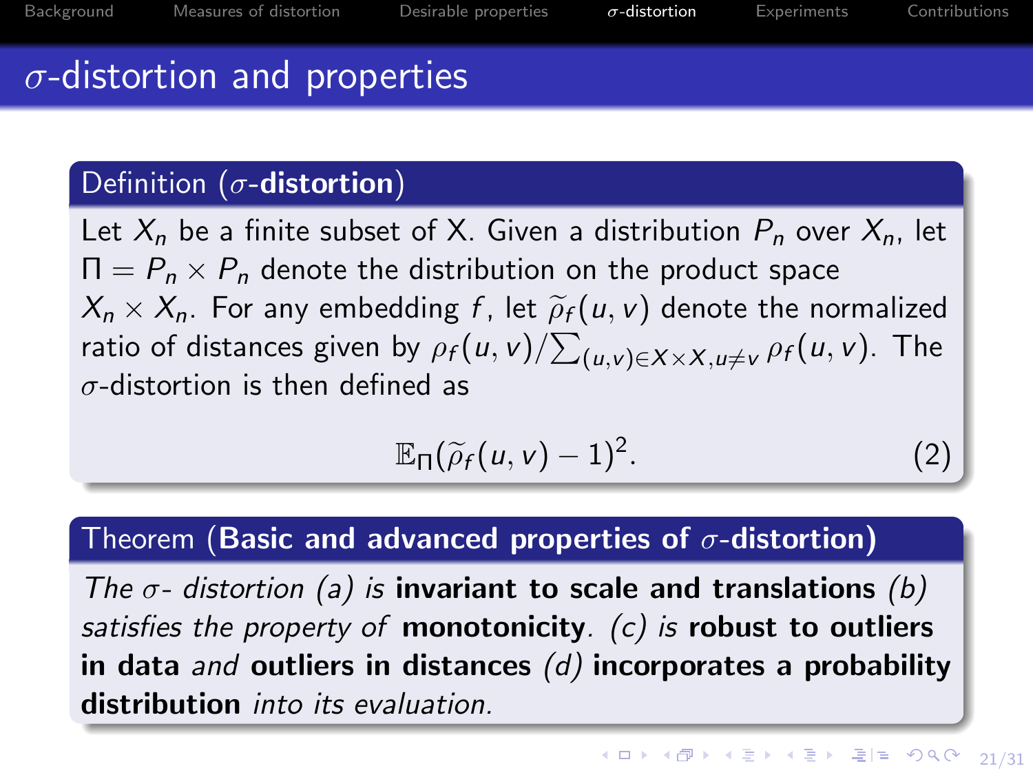# $\sigma$-distortion and properties

**Definition ($\sigma$-distortion)**

Let $X_n$ be a finite subset of X. Given a distribution $P_n$ over $X_n$, let $\Pi = P_n \times P_n$ denote the distribution on the product space $X_n \times X_n$. For any embedding $f$, let $\widetilde{\rho}_f(u, v)$ denote the normalized ratio of distances given by $\rho_f(u, v)/\sum_{(u,v)\in X\times X, u\neq v} \rho_f(u, v)$. The $\sigma$-distortion is then defined as

$$\mathbb{E}_\Pi(\widetilde{\rho}_f(u, v) - 1)^2. \tag{2}$$

**Theorem (Basic and advanced properties of $\sigma$-distortion)**

*The $\sigma$- distortion (a) is* **invariant to scale and translations** *(b) satisfies the property of* **monotonicity**. *(c) is* **robust to outliers in data** *and* **outliers in distances** *(d)* **incorporates a probability distribution** *into its evaluation.*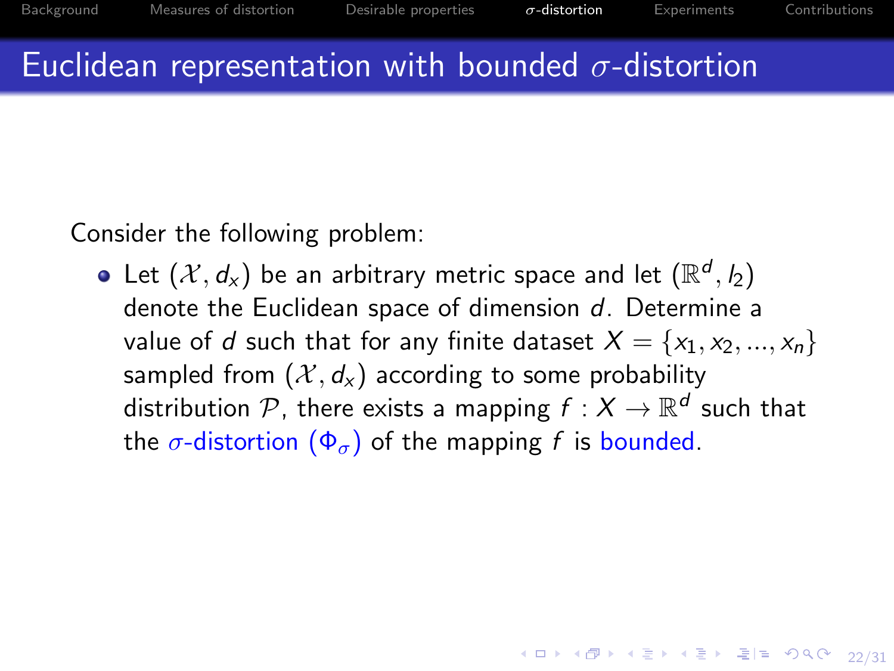# Euclidean representation with bounded $\sigma$-distortion

Consider the following problem:

- Let $(\mathcal{X}, d_x)$ be an arbitrary metric space and let $(\mathbb{R}^d, l_2)$ denote the Euclidean space of dimension $d$. Determine a value of $d$ such that for any finite dataset $X = \{x_1, x_2, ..., x_n\}$ sampled from $(\mathcal{X}, d_x)$ according to some probability distribution $\mathcal{P}$, there exists a mapping $f : X \rightarrow \mathbb{R}^d$ such that the $\sigma$-distortion ($\Phi_\sigma$) of the mapping $f$ is bounded.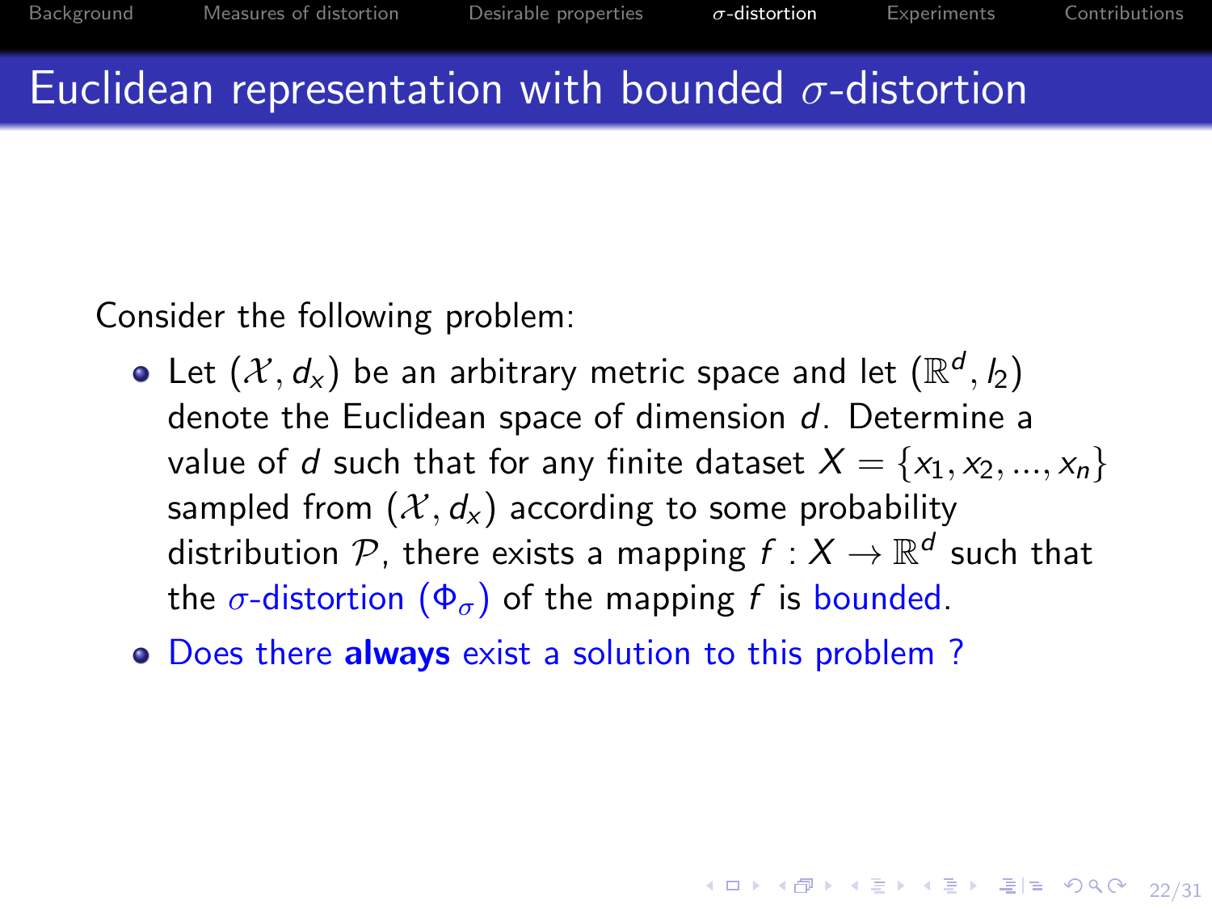# Euclidean representation with bounded $\sigma$-distortion

Consider the following problem:

- Let $(\mathcal{X}, d_x)$ be an arbitrary metric space and let $(\mathbb{R}^d, l_2)$ denote the Euclidean space of dimension $d$. Determine a value of $d$ such that for any finite dataset $X = \{x_1, x_2, ..., x_n\}$ sampled from $(\mathcal{X}, d_x)$ according to some probability distribution $\mathcal{P}$, there exists a mapping $f : X \to \mathbb{R}^d$ such that the $\sigma$-distortion $(\Phi_\sigma)$ of the mapping $f$ is bounded.
- Does there **always** exist a solution to this problem ?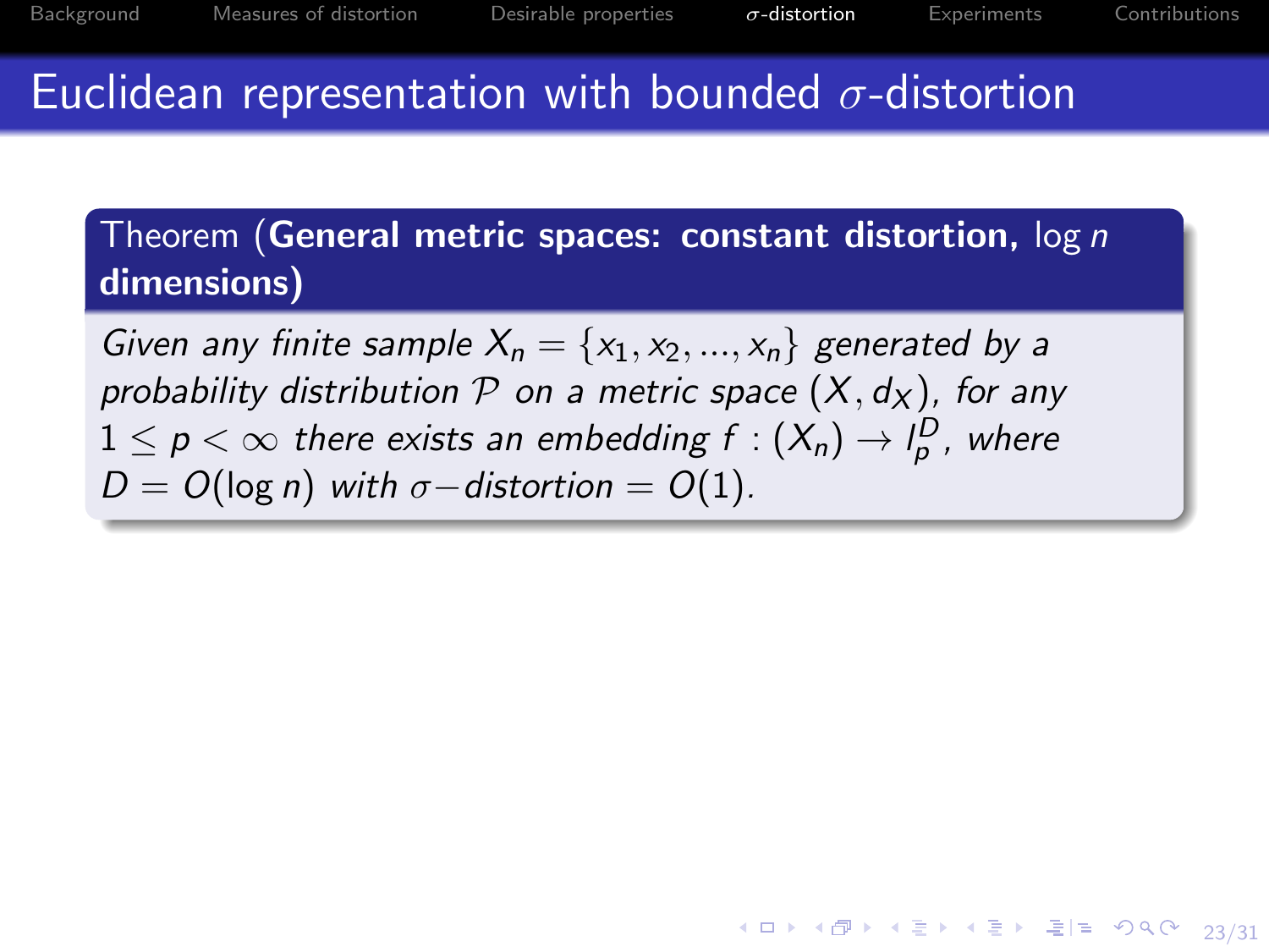# Euclidean representation with bounded $\sigma$-distortion

**Theorem (General metric spaces: constant distortion, $\log n$ dimensions)**

*Given any finite sample $X_n = \{x_1, x_2, ..., x_n\}$ generated by a probability distribution $\mathcal{P}$ on a metric space $(X, d_X)$, for any $1 \leq p < \infty$ there exists an embedding $f : (X_n) \to l_p^D$, where $D = O(\log n)$ with $\sigma$–distortion $= O(1)$.*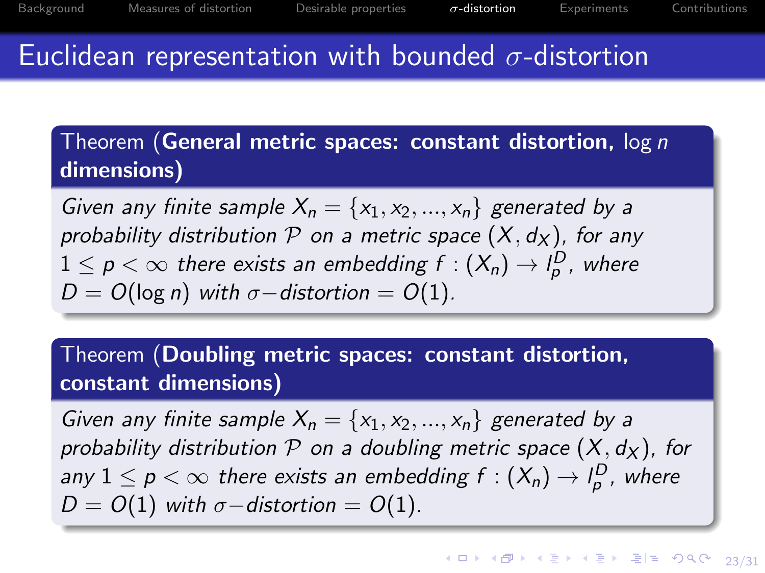# Euclidean representation with bounded $\sigma$-distortion

**Theorem (General metric spaces: constant distortion, $\log n$ dimensions)**

*Given any finite sample $X_n = \{x_1, x_2, ..., x_n\}$ generated by a probability distribution $\mathcal{P}$ on a metric space $(X, d_X)$, for any $1 \leq p < \infty$ there exists an embedding $f : (X_n) \to l_p^D$, where $D = O(\log n)$ with $\sigma-$distortion $= O(1)$.*

**Theorem (Doubling metric spaces: constant distortion, constant dimensions)**

*Given any finite sample $X_n = \{x_1, x_2, ..., x_n\}$ generated by a probability distribution $\mathcal{P}$ on a doubling metric space $(X, d_X)$, for any $1 \leq p < \infty$ there exists an embedding $f : (X_n) \to l_p^D$, where $D = O(1)$ with $\sigma-$distortion $= O(1)$.*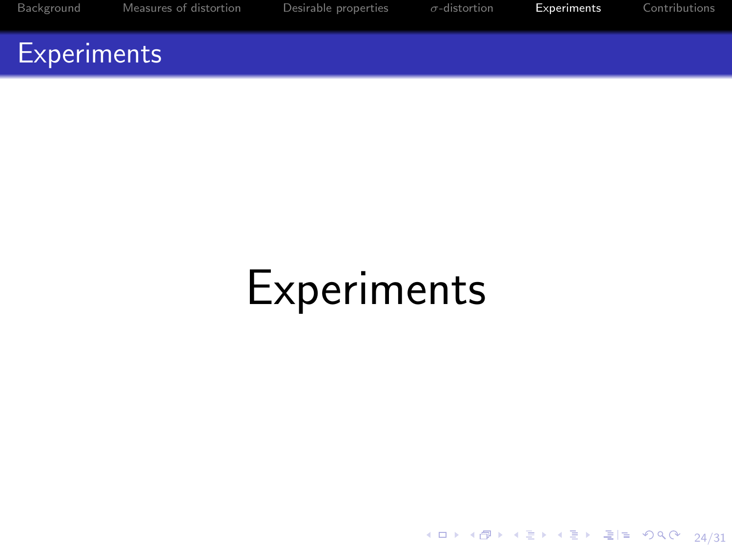# Experiments

Experiments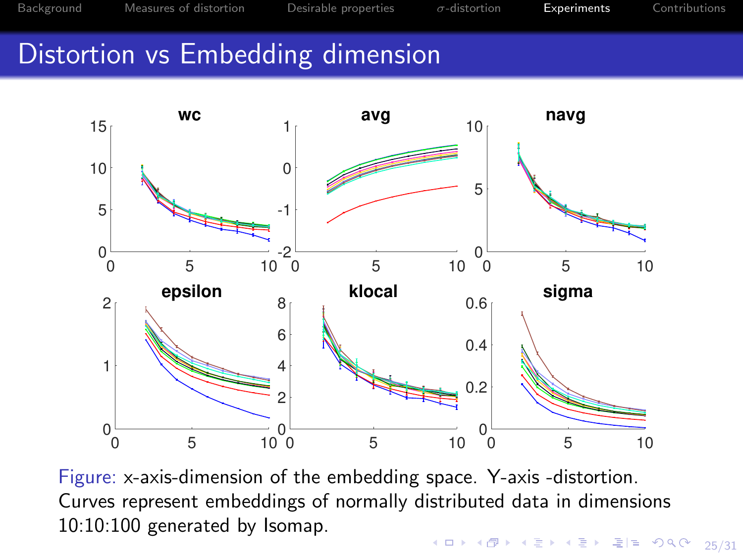# Distortion vs Embedding dimension

Figure: x-axis-dimension of the embedding space. Y-axis -distortion. Curves represent embeddings of normally distributed data in dimensions 10:10:100 generated by Isomap.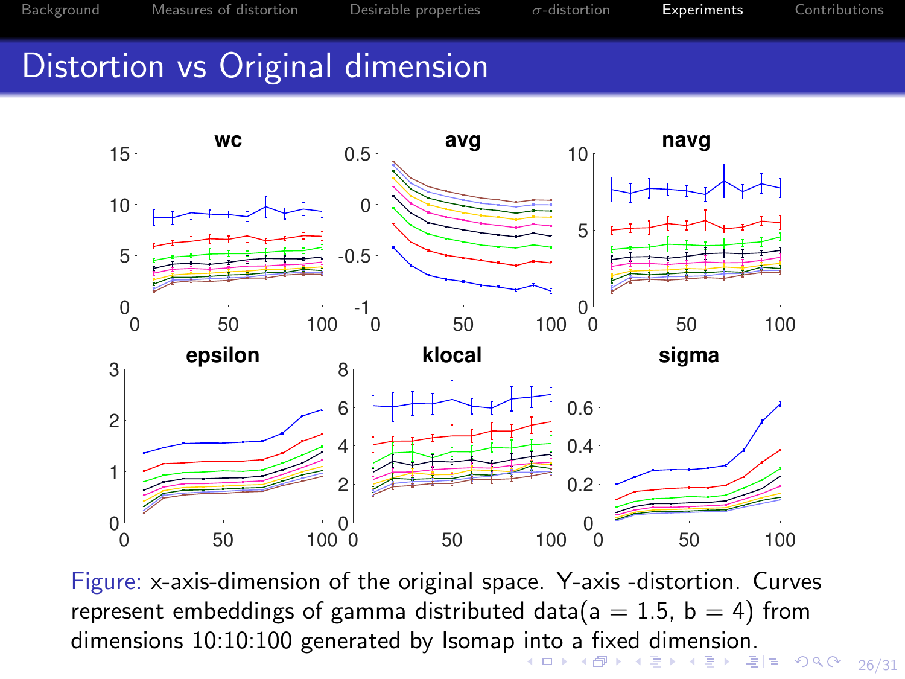# Distortion vs Original dimension

Figure: x-axis-dimension of the original space. Y-axis -distortion. Curves represent embeddings of gamma distributed data(a = 1.5, b = 4) from dimensions 10:10:100 generated by Isomap into a fixed dimension.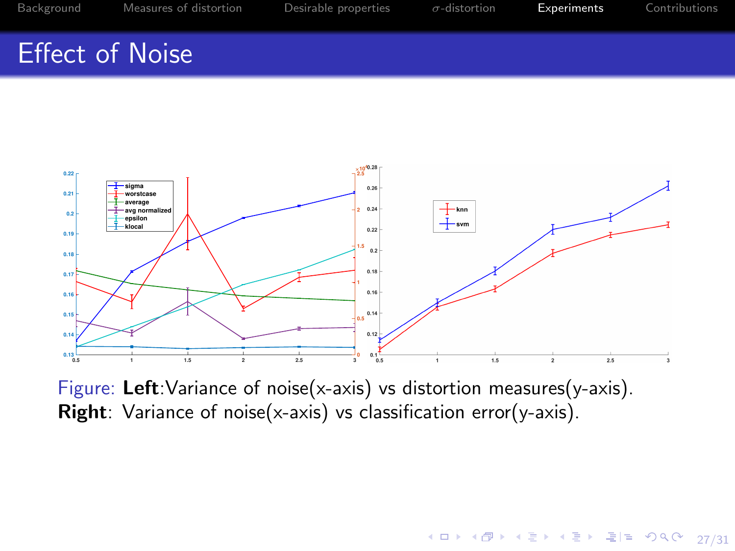# Effect of Noise

Figure: **Left**:Variance of noise(x-axis) vs distortion measures(y-axis). **Right**: Variance of noise(x-axis) vs classification error(y-axis).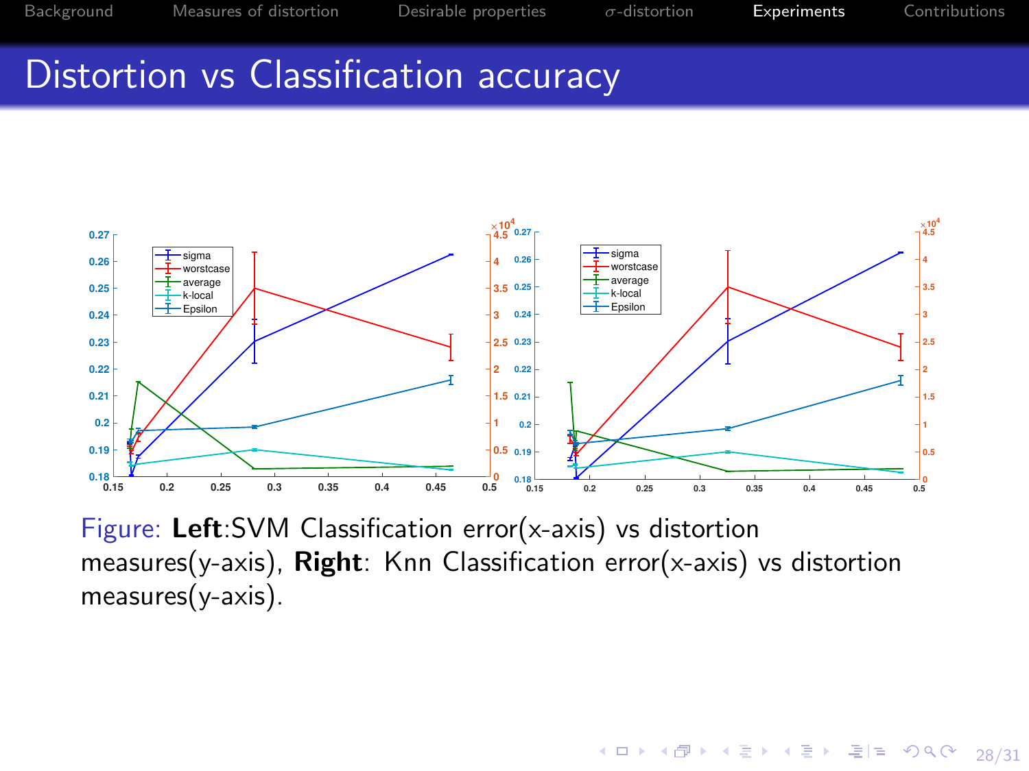# Distortion vs Classification accuracy

Figure: **Left**:SVM Classification error(x-axis) vs distortion measures(y-axis), **Right**: Knn Classification error(x-axis) vs distortion measures(y-axis).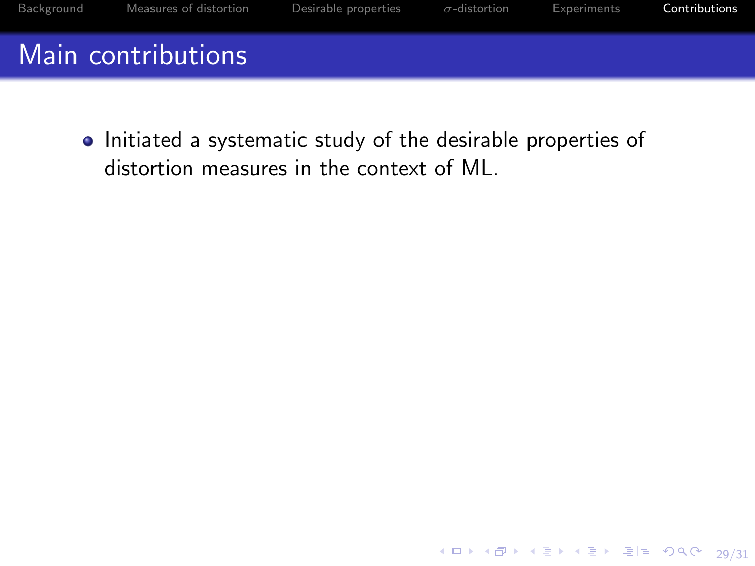# Main contributions

- Initiated a systematic study of the desirable properties of distortion measures in the context of ML.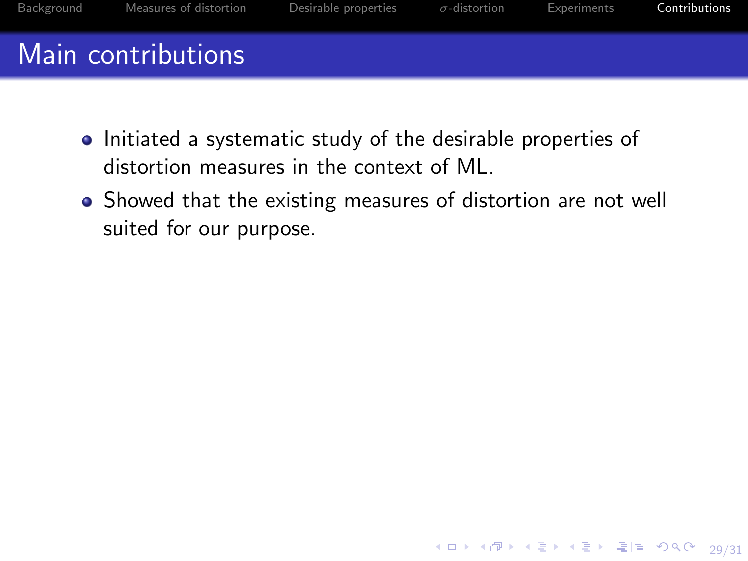# Main contributions

- Initiated a systematic study of the desirable properties of distortion measures in the context of ML.
- Showed that the existing measures of distortion are not well suited for our purpose.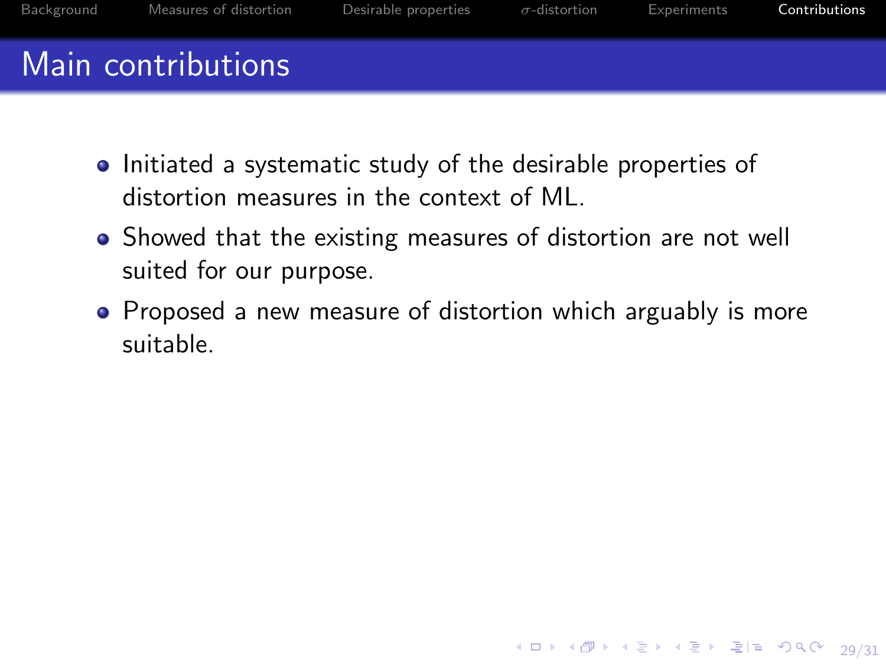# Main contributions

- Initiated a systematic study of the desirable properties of distortion measures in the context of ML.
- Showed that the existing measures of distortion are not well suited for our purpose.
- Proposed a new measure of distortion which arguably is more suitable.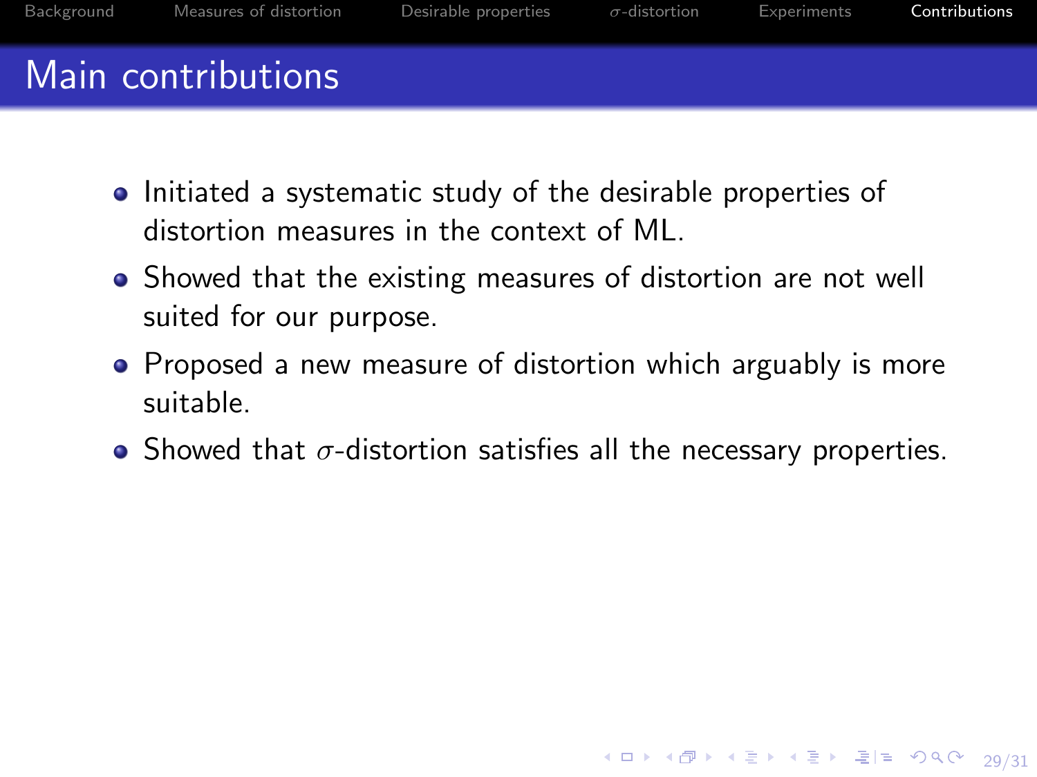# Main contributions

- Initiated a systematic study of the desirable properties of distortion measures in the context of ML.
- Showed that the existing measures of distortion are not well suited for our purpose.
- Proposed a new measure of distortion which arguably is more suitable.
- Showed that $\sigma$-distortion satisfies all the necessary properties.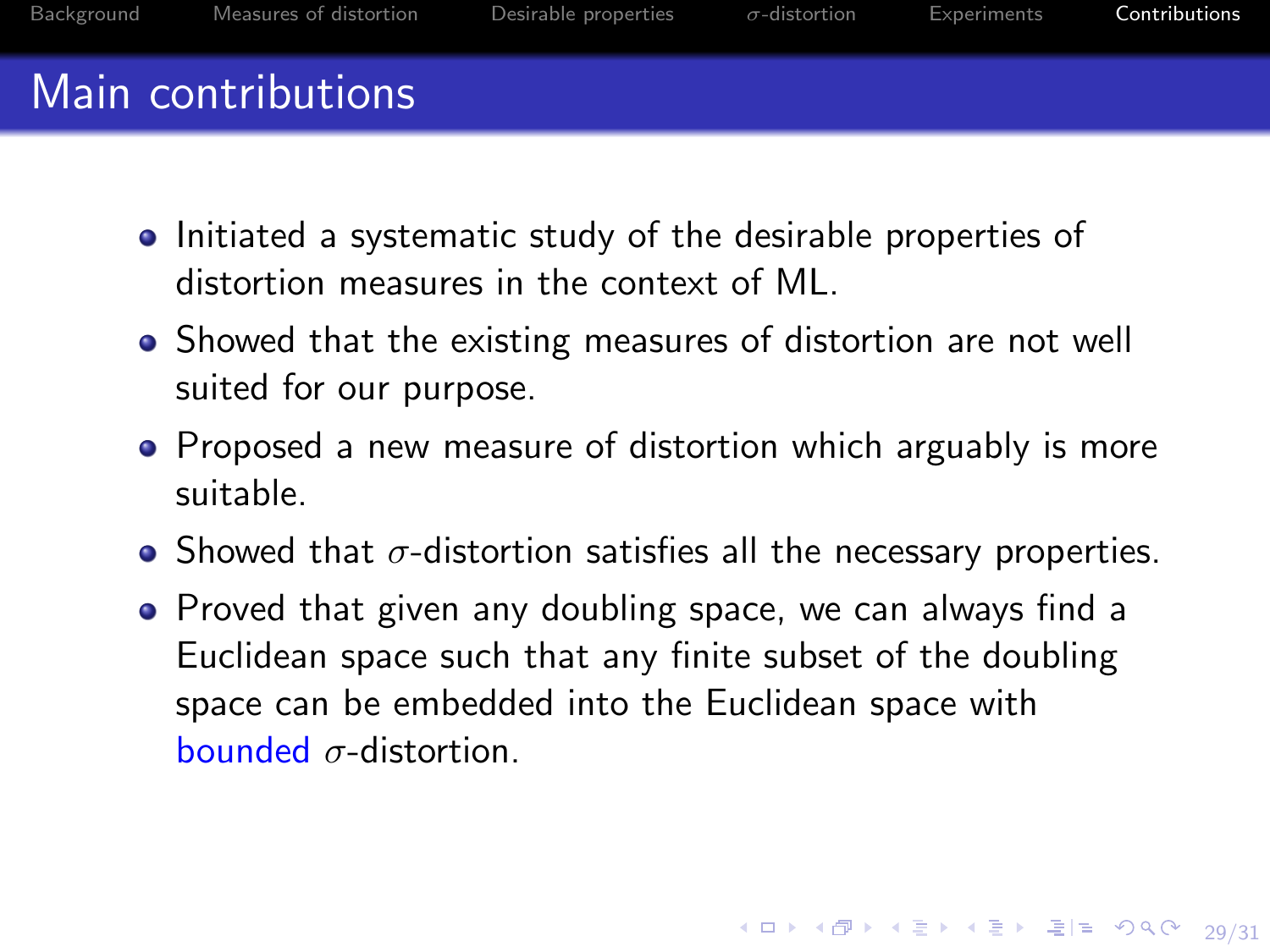# Main contributions

- Initiated a systematic study of the desirable properties of distortion measures in the context of ML.
- Showed that the existing measures of distortion are not well suited for our purpose.
- Proposed a new measure of distortion which arguably is more suitable.
- Showed that $\sigma$-distortion satisfies all the necessary properties.
- Proved that given any doubling space, we can always find a Euclidean space such that any finite subset of the doubling space can be embedded into the Euclidean space with bounded $\sigma$-distortion.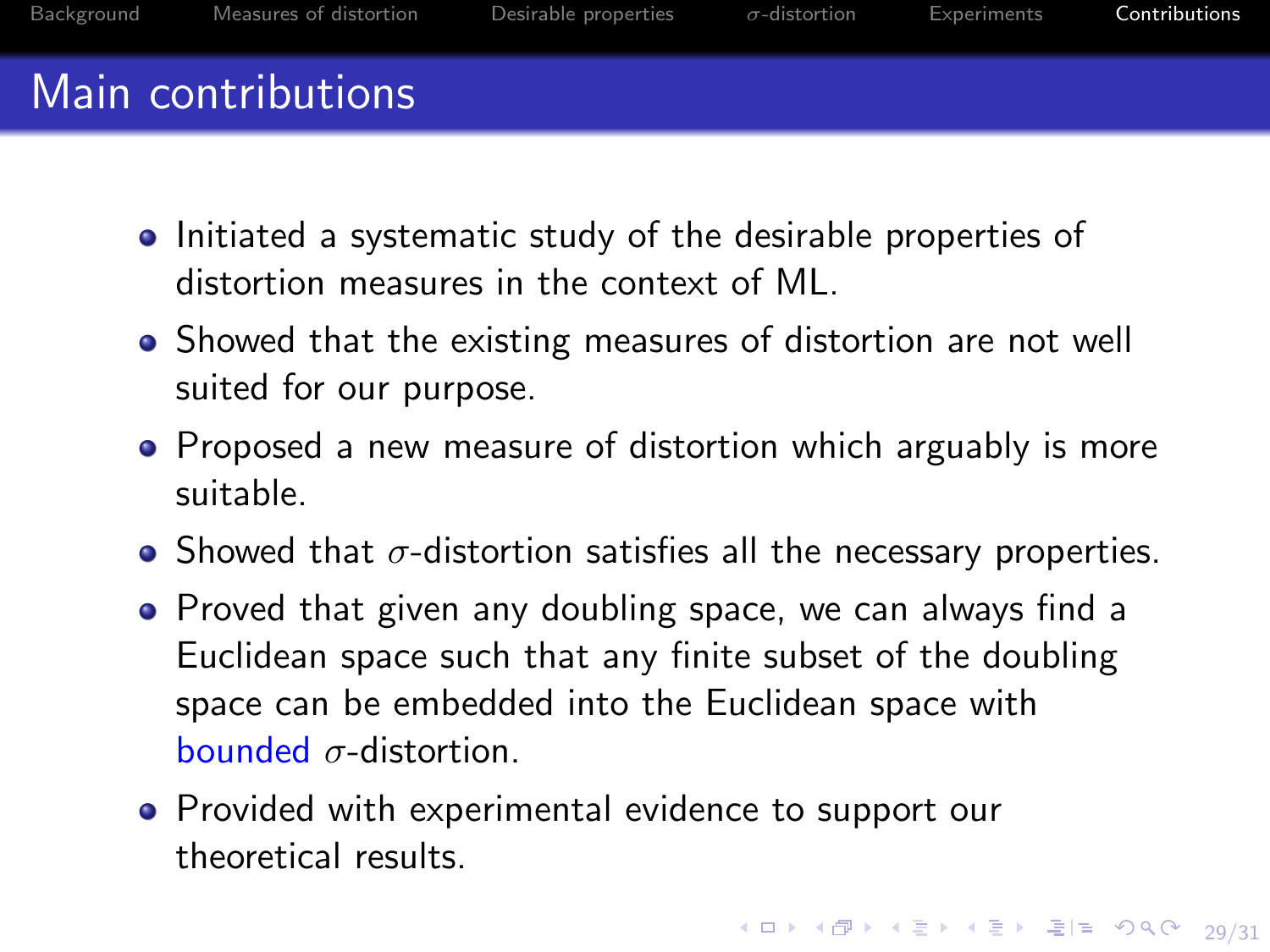# Main contributions

- Initiated a systematic study of the desirable properties of distortion measures in the context of ML.
- Showed that the existing measures of distortion are not well suited for our purpose.
- Proposed a new measure of distortion which arguably is more suitable.
- Showed that $\sigma$-distortion satisfies all the necessary properties.
- Proved that given any doubling space, we can always find a Euclidean space such that any finite subset of the doubling space can be embedded into the Euclidean space with bounded $\sigma$-distortion.
- Provided with experimental evidence to support our theoretical results.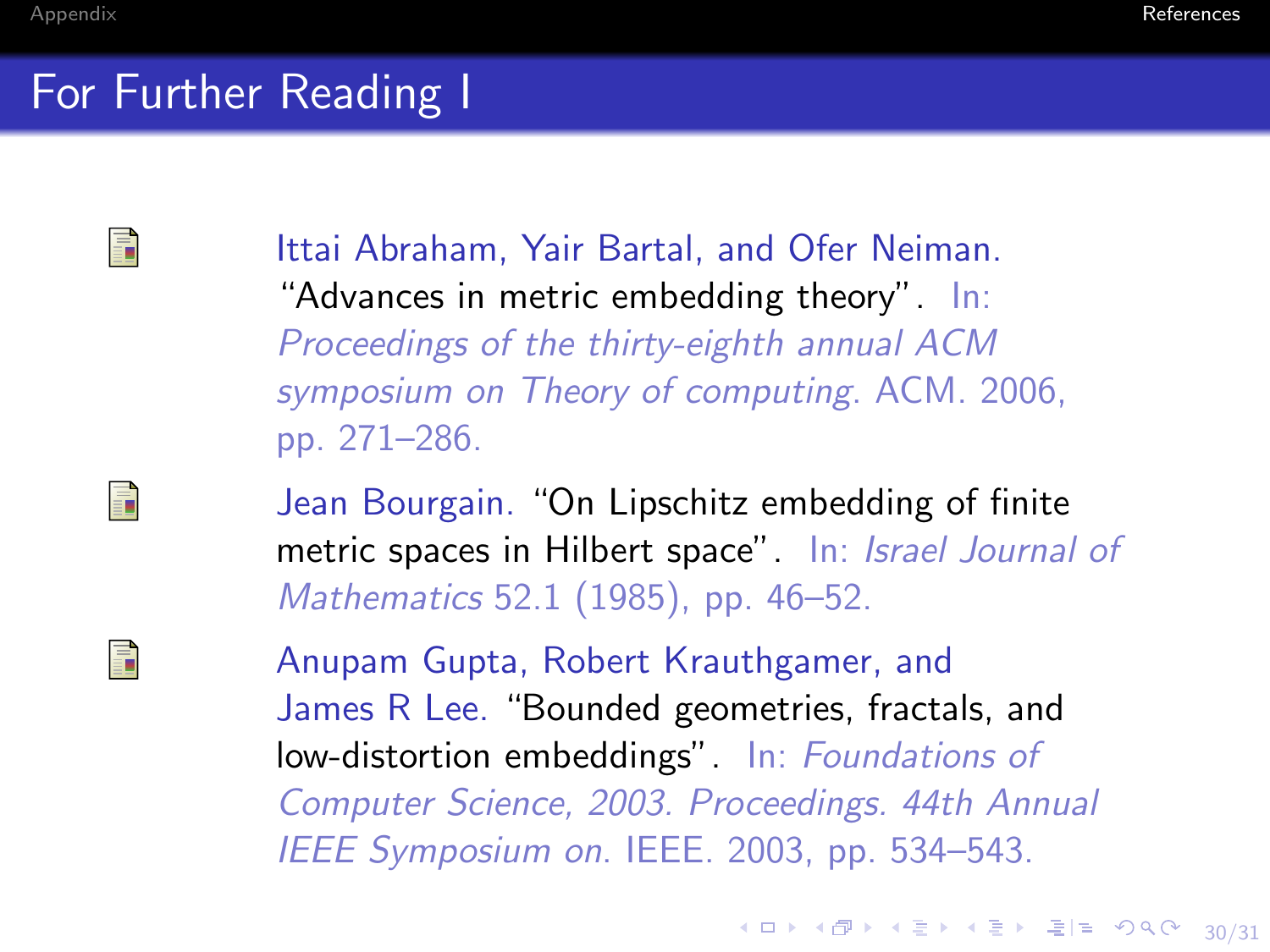# For Further Reading I

- Ittai Abraham, Yair Bartal, and Ofer Neiman. "Advances in metric embedding theory". In: *Proceedings of the thirty-eighth annual ACM symposium on Theory of computing*. ACM. 2006, pp. 271–286.

- Jean Bourgain. "On Lipschitz embedding of finite metric spaces in Hilbert space". In: *Israel Journal of Mathematics* 52.1 (1985), pp. 46–52.

- Anupam Gupta, Robert Krauthgamer, and James R Lee. "Bounded geometries, fractals, and low-distortion embeddings". In: *Foundations of Computer Science, 2003. Proceedings. 44th Annual IEEE Symposium on*. IEEE. 2003, pp. 534–543.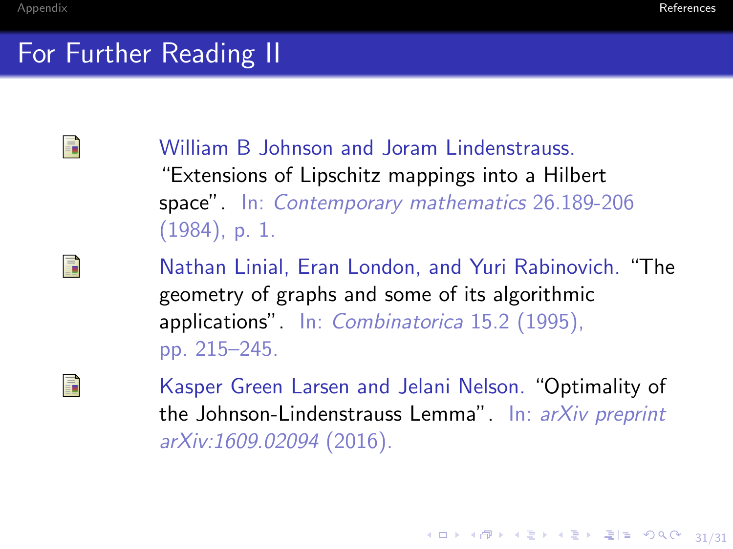# For Further Reading II

- William B Johnson and Joram Lindenstrauss. "Extensions of Lipschitz mappings into a Hilbert space". In: *Contemporary mathematics* 26.189-206 (1984), p. 1.
- Nathan Linial, Eran London, and Yuri Rabinovich. "The geometry of graphs and some of its algorithmic applications". In: *Combinatorica* 15.2 (1995), pp. 215–245.
- Kasper Green Larsen and Jelani Nelson. "Optimality of the Johnson-Lindenstrauss Lemma". In: *arXiv preprint arXiv:1609.02094* (2016).